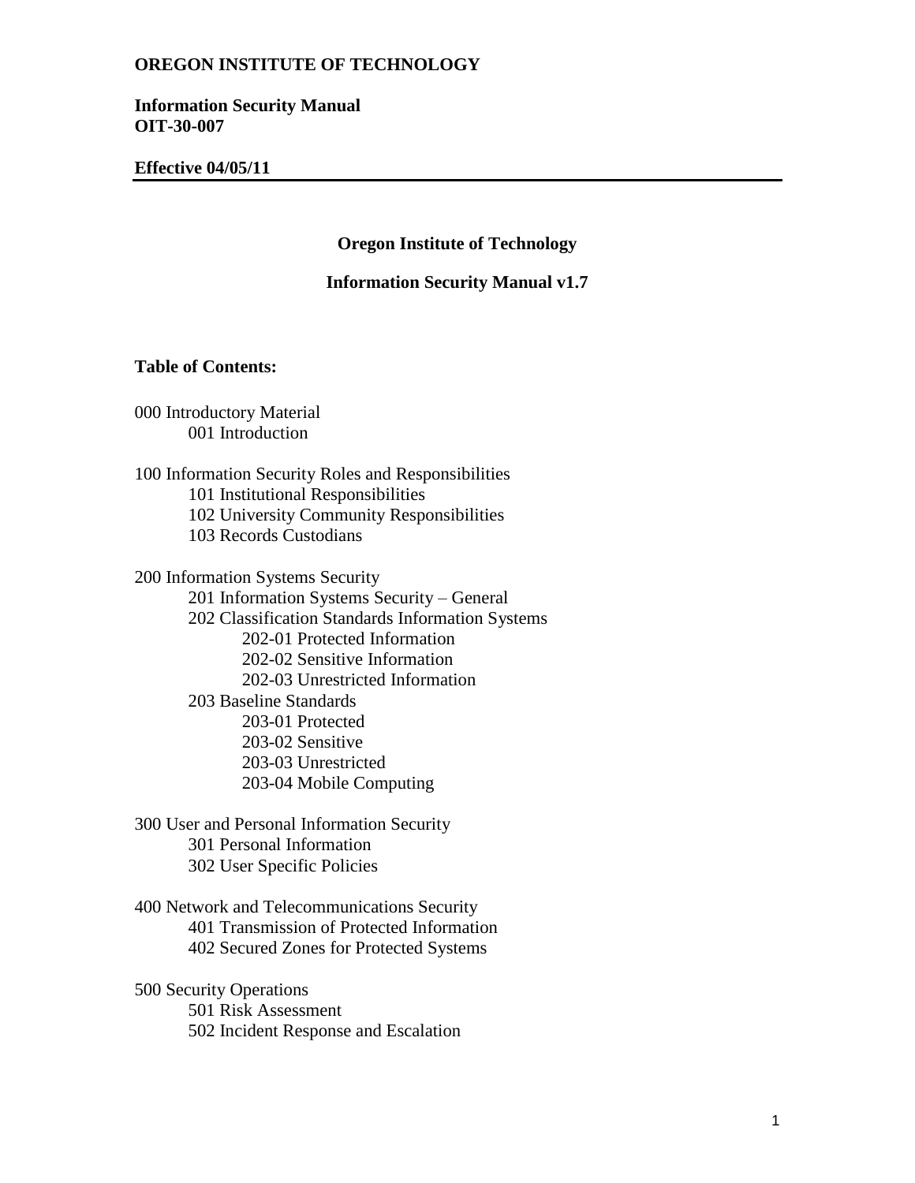**OREGON INSTITUTE OF TECHNOLOGY**

**Information Security Manual**
**OIT-30-007**

**Effective 04/05/11**

---

# Oregon Institute of Technology

## Information Security Manual v1.7

**Table of Contents:**

000 Introductory Material
- 001 Introduction

100 Information Security Roles and Responsibilities
- 101 Institutional Responsibilities
- 102 University Community Responsibilities
- 103 Records Custodians

200 Information Systems Security
- 201 Information Systems Security – General
- 202 Classification Standards Information Systems
  - 202-01 Protected Information
  - 202-02 Sensitive Information
  - 202-03 Unrestricted Information
- 203 Baseline Standards
  - 203-01 Protected
  - 203-02 Sensitive
  - 203-03 Unrestricted
  - 203-04 Mobile Computing

300 User and Personal Information Security
- 301 Personal Information
- 302 User Specific Policies

400 Network and Telecommunications Security
- 401 Transmission of Protected Information
- 402 Secured Zones for Protected Systems

500 Security Operations
- 501 Risk Assessment
- 502 Incident Response and Escalation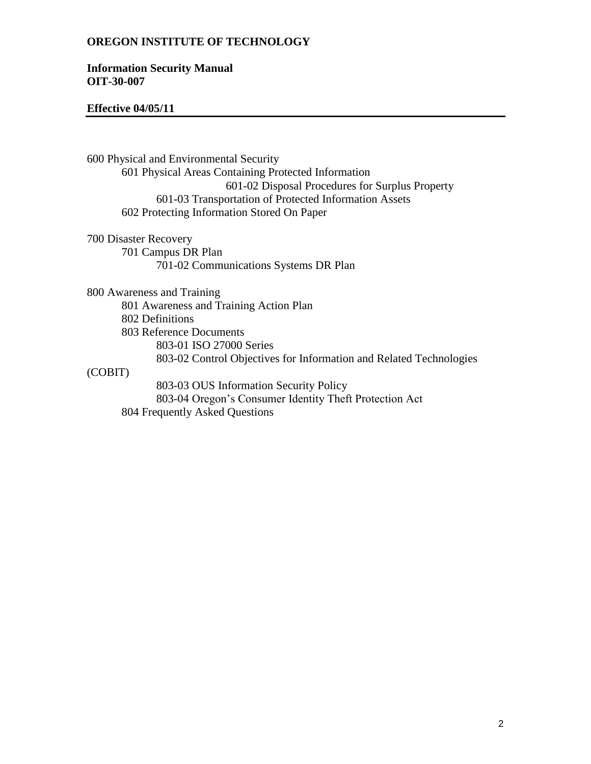**OREGON INSTITUTE OF TECHNOLOGY**

**Information Security Manual**
**OIT-30-007**

**Effective 04/05/11**

---

600 Physical and Environmental Security
- 601 Physical Areas Containing Protected Information
  - 601-02 Disposal Procedures for Surplus Property
  - 601-03 Transportation of Protected Information Assets
- 602 Protecting Information Stored On Paper

700 Disaster Recovery
- 701 Campus DR Plan
  - 701-02 Communications Systems DR Plan

800 Awareness and Training
- 801 Awareness and Training Action Plan
- 802 Definitions
- 803 Reference Documents
  - 803-01 ISO 27000 Series
  - 803-02 Control Objectives for Information and Related Technologies (COBIT)
  - 803-03 OUS Information Security Policy
  - 803-04 Oregon's Consumer Identity Theft Protection Act
- 804 Frequently Asked Questions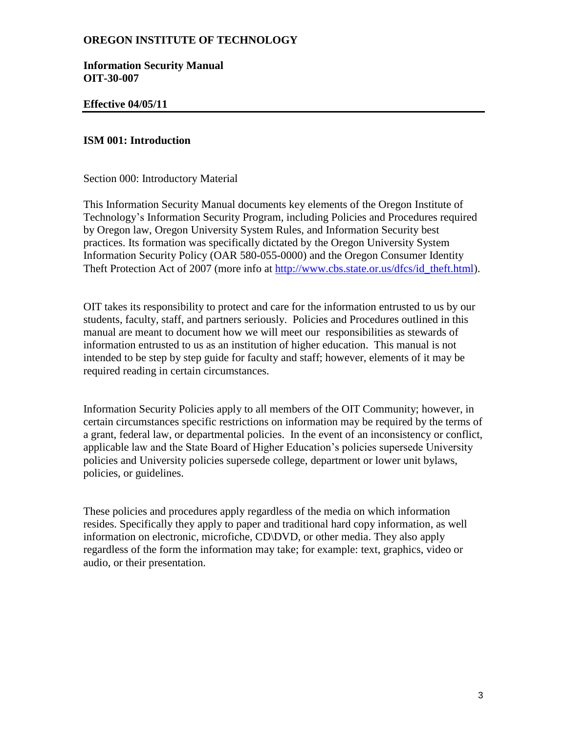**OREGON INSTITUTE OF TECHNOLOGY**

**Information Security Manual**
**OIT-30-007**

**Effective 04/05/11**

---

## ISM 001: Introduction

Section 000: Introductory Material

This Information Security Manual documents key elements of the Oregon Institute of Technology's Information Security Program, including Policies and Procedures required by Oregon law, Oregon University System Rules, and Information Security best practices. Its formation was specifically dictated by the Oregon University System Information Security Policy (OAR 580-055-0000) and the Oregon Consumer Identity Theft Protection Act of 2007 (more info at [http://www.cbs.state.or.us/dfcs/id_theft.html](http://www.cbs.state.or.us/dfcs/id_theft.html)).

OIT takes its responsibility to protect and care for the information entrusted to us by our students, faculty, staff, and partners seriously. Policies and Procedures outlined in this manual are meant to document how we will meet our responsibilities as stewards of information entrusted to us as an institution of higher education. This manual is not intended to be step by step guide for faculty and staff; however, elements of it may be required reading in certain circumstances.

Information Security Policies apply to all members of the OIT Community; however, in certain circumstances specific restrictions on information may be required by the terms of a grant, federal law, or departmental policies. In the event of an inconsistency or conflict, applicable law and the State Board of Higher Education's policies supersede University policies and University policies supersede college, department or lower unit bylaws, policies, or guidelines.

These policies and procedures apply regardless of the media on which information resides. Specifically they apply to paper and traditional hard copy information, as well information on electronic, microfiche, CD\DVD, or other media. They also apply regardless of the form the information may take; for example: text, graphics, video or audio, or their presentation.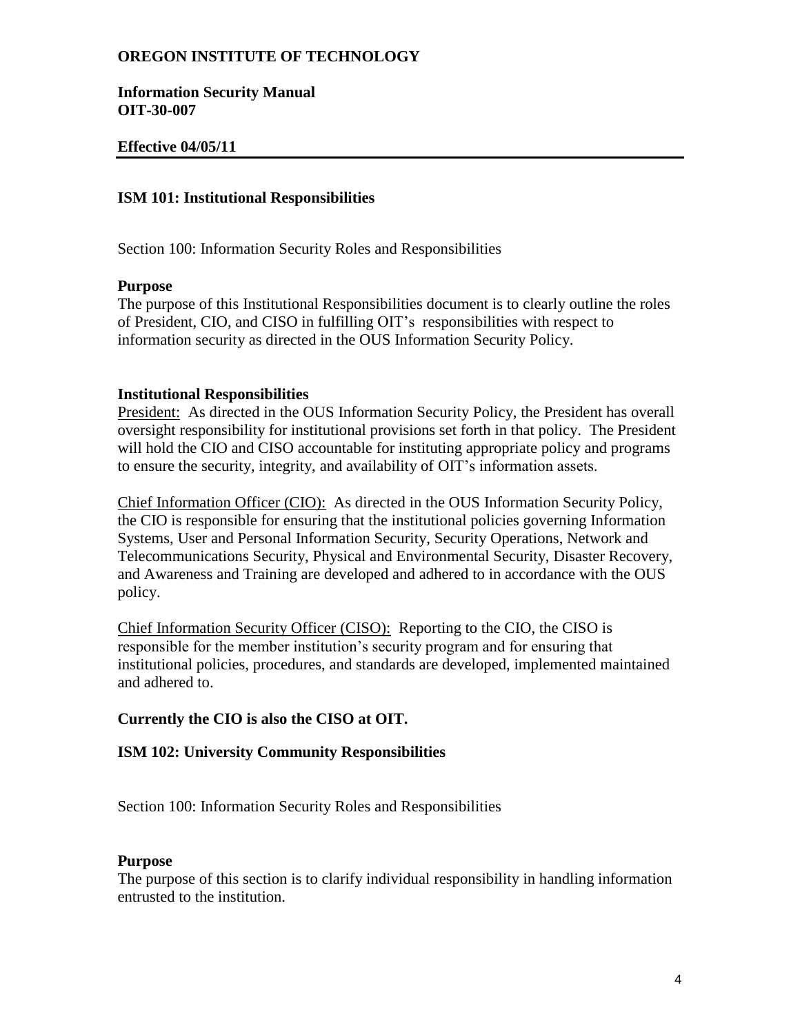**OREGON INSTITUTE OF TECHNOLOGY**

**Information Security Manual**
**OIT-30-007**

**Effective 04/05/11**

## ISM 101: Institutional Responsibilities

Section 100: Information Security Roles and Responsibilities

### Purpose

The purpose of this Institutional Responsibilities document is to clearly outline the roles of President, CIO, and CISO in fulfilling OIT's responsibilities with respect to information security as directed in the OUS Information Security Policy.

### Institutional Responsibilities

<u>President:</u> As directed in the OUS Information Security Policy, the President has overall oversight responsibility for institutional provisions set forth in that policy. The President will hold the CIO and CISO accountable for instituting appropriate policy and programs to ensure the security, integrity, and availability of OIT's information assets.

<u>Chief Information Officer (CIO):</u> As directed in the OUS Information Security Policy, the CIO is responsible for ensuring that the institutional policies governing Information Systems, User and Personal Information Security, Security Operations, Network and Telecommunications Security, Physical and Environmental Security, Disaster Recovery, and Awareness and Training are developed and adhered to in accordance with the OUS policy.

<u>Chief Information Security Officer (CISO):</u> Reporting to the CIO, the CISO is responsible for the member institution's security program and for ensuring that institutional policies, procedures, and standards are developed, implemented maintained and adhered to.

**Currently the CIO is also the CISO at OIT.**

## ISM 102: University Community Responsibilities

Section 100: Information Security Roles and Responsibilities

### Purpose

The purpose of this section is to clarify individual responsibility in handling information entrusted to the institution.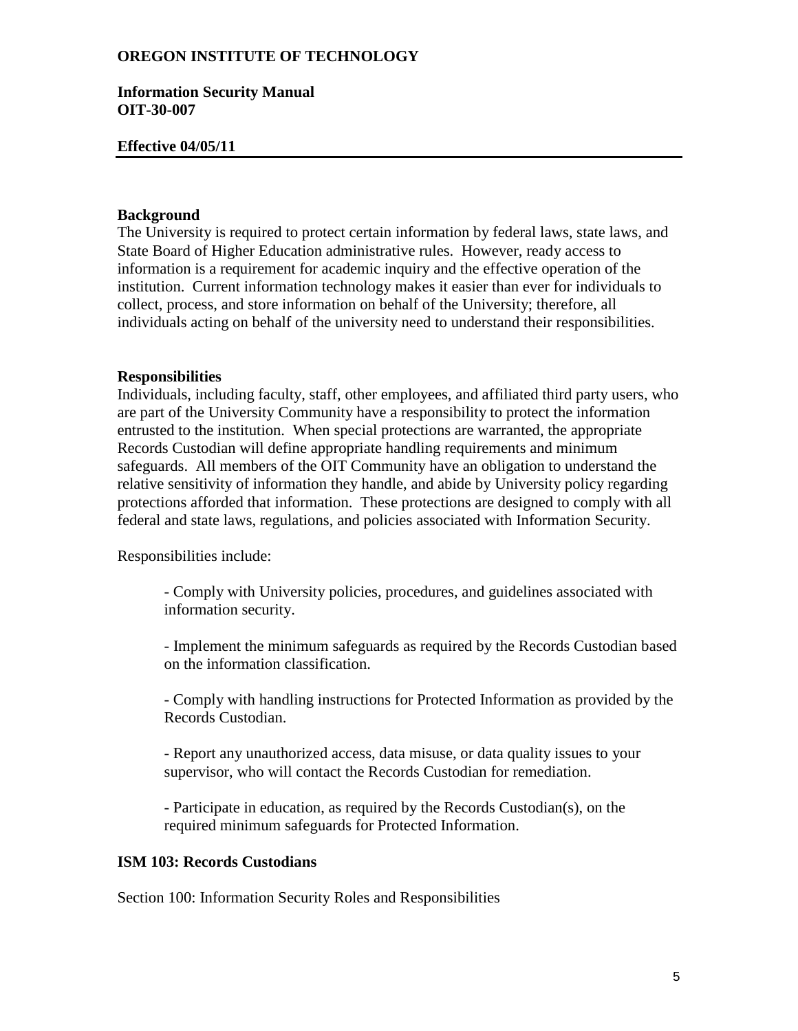**OREGON INSTITUTE OF TECHNOLOGY**

**Information Security Manual**
**OIT-30-007**

**Effective 04/05/11**

---

**Background**

The University is required to protect certain information by federal laws, state laws, and State Board of Higher Education administrative rules. However, ready access to information is a requirement for academic inquiry and the effective operation of the institution. Current information technology makes it easier than ever for individuals to collect, process, and store information on behalf of the University; therefore, all individuals acting on behalf of the university need to understand their responsibilities.

**Responsibilities**

Individuals, including faculty, staff, other employees, and affiliated third party users, who are part of the University Community have a responsibility to protect the information entrusted to the institution. When special protections are warranted, the appropriate Records Custodian will define appropriate handling requirements and minimum safeguards. All members of the OIT Community have an obligation to understand the relative sensitivity of information they handle, and abide by University policy regarding protections afforded that information. These protections are designed to comply with all federal and state laws, regulations, and policies associated with Information Security.

Responsibilities include:

- Comply with University policies, procedures, and guidelines associated with information security.

- Implement the minimum safeguards as required by the Records Custodian based on the information classification.

- Comply with handling instructions for Protected Information as provided by the Records Custodian.

- Report any unauthorized access, data misuse, or data quality issues to your supervisor, who will contact the Records Custodian for remediation.

- Participate in education, as required by the Records Custodian(s), on the required minimum safeguards for Protected Information.

**ISM 103: Records Custodians**

Section 100: Information Security Roles and Responsibilities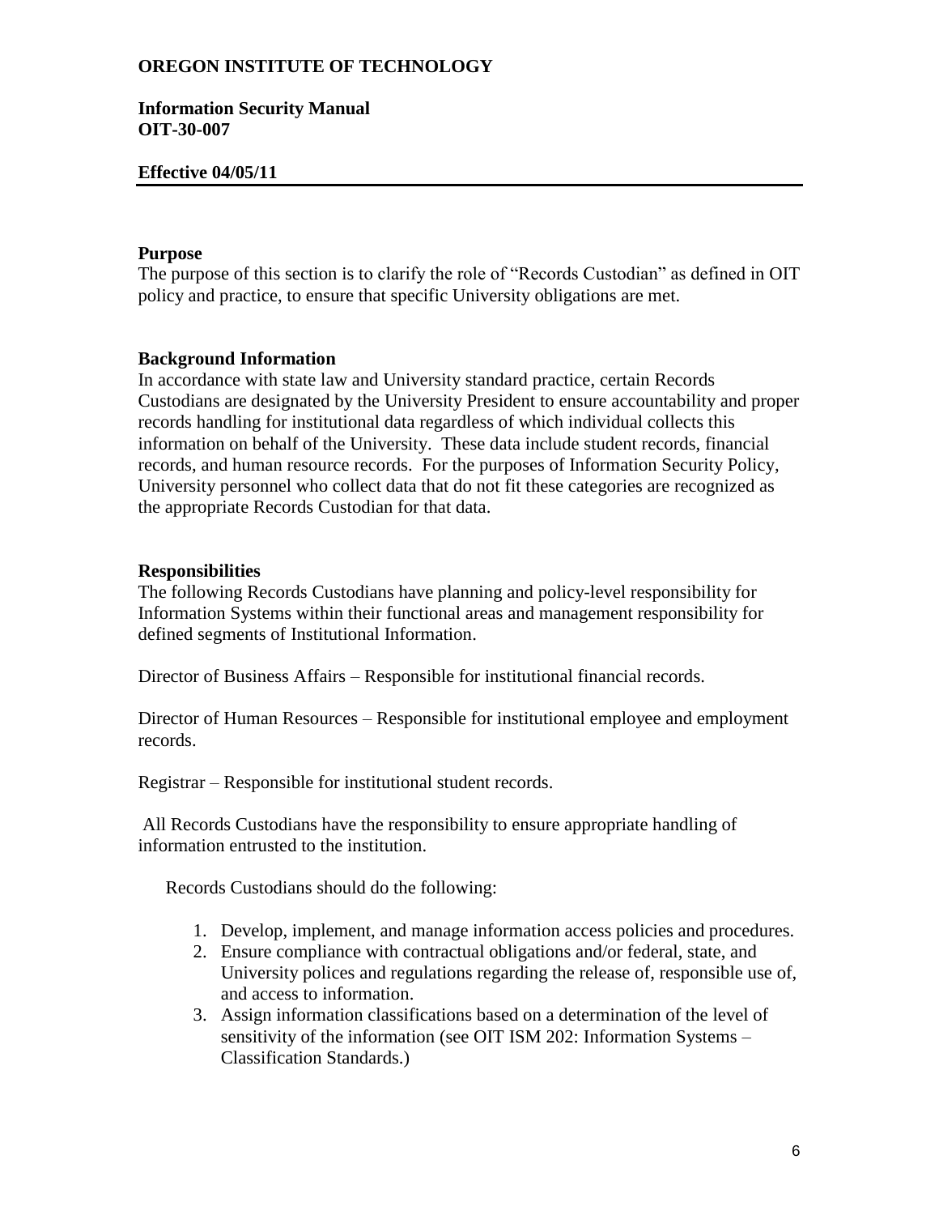**OREGON INSTITUTE OF TECHNOLOGY**

**Information Security Manual**
**OIT-30-007**

**Effective 04/05/11**

---

**Purpose**

The purpose of this section is to clarify the role of "Records Custodian" as defined in OIT policy and practice, to ensure that specific University obligations are met.

**Background Information**

In accordance with state law and University standard practice, certain Records Custodians are designated by the University President to ensure accountability and proper records handling for institutional data regardless of which individual collects this information on behalf of the University. These data include student records, financial records, and human resource records. For the purposes of Information Security Policy, University personnel who collect data that do not fit these categories are recognized as the appropriate Records Custodian for that data.

**Responsibilities**

The following Records Custodians have planning and policy-level responsibility for Information Systems within their functional areas and management responsibility for defined segments of Institutional Information.

Director of Business Affairs – Responsible for institutional financial records.

Director of Human Resources – Responsible for institutional employee and employment records.

Registrar – Responsible for institutional student records.

All Records Custodians have the responsibility to ensure appropriate handling of information entrusted to the institution.

Records Custodians should do the following:

1. Develop, implement, and manage information access policies and procedures.
2. Ensure compliance with contractual obligations and/or federal, state, and University polices and regulations regarding the release of, responsible use of, and access to information.
3. Assign information classifications based on a determination of the level of sensitivity of the information (see OIT ISM 202: Information Systems – Classification Standards.)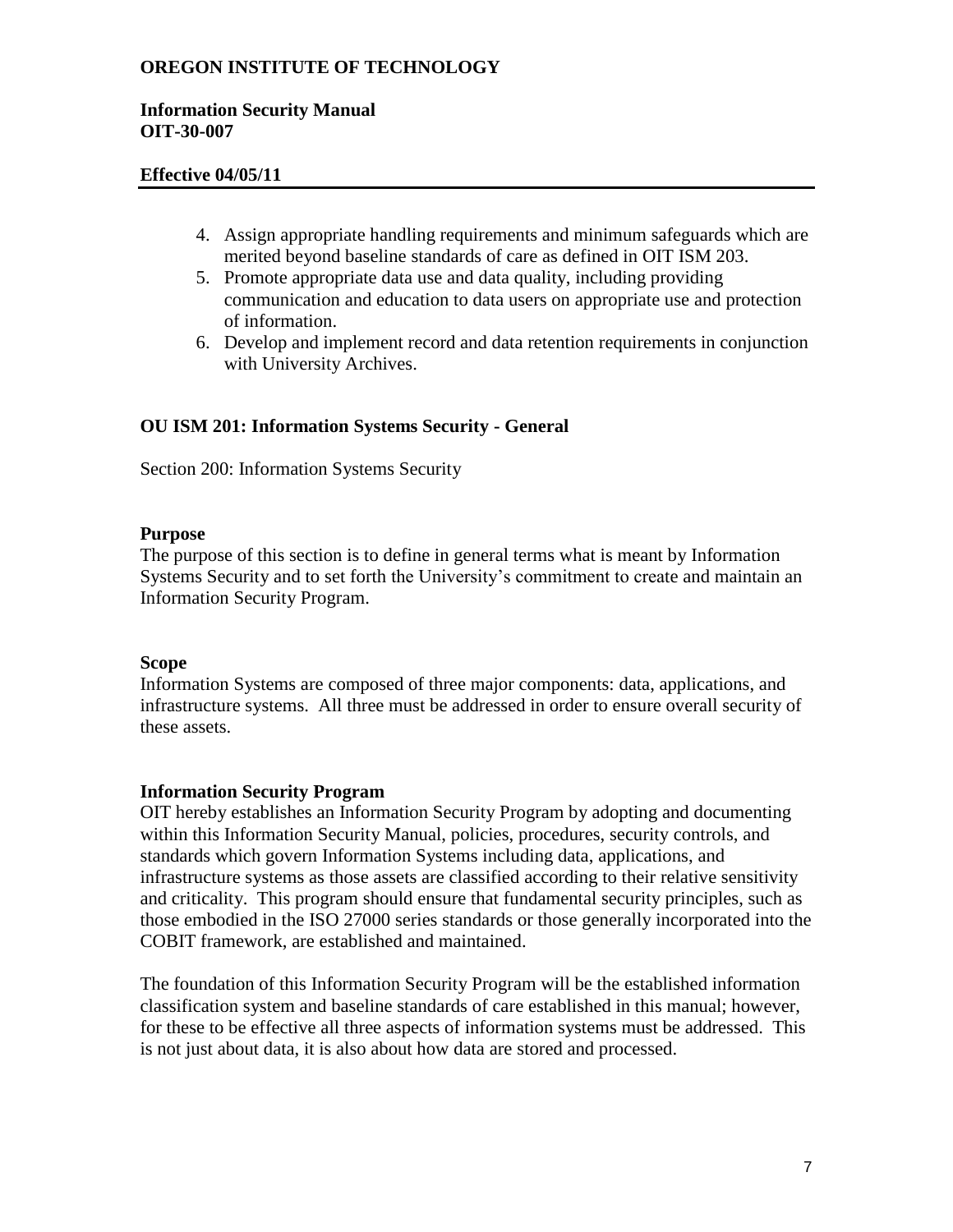4. Assign appropriate handling requirements and minimum safeguards which are merited beyond baseline standards of care as defined in OIT ISM 203.
5. Promote appropriate data use and data quality, including providing communication and education to data users on appropriate use and protection of information.
6. Develop and implement record and data retention requirements in conjunction with University Archives.

## OU ISM 201: Information Systems Security - General

Section 200: Information Systems Security

### Purpose

The purpose of this section is to define in general terms what is meant by Information Systems Security and to set forth the University's commitment to create and maintain an Information Security Program.

### Scope

Information Systems are composed of three major components: data, applications, and infrastructure systems. All three must be addressed in order to ensure overall security of these assets.

### Information Security Program

OIT hereby establishes an Information Security Program by adopting and documenting within this Information Security Manual, policies, procedures, security controls, and standards which govern Information Systems including data, applications, and infrastructure systems as those assets are classified according to their relative sensitivity and criticality. This program should ensure that fundamental security principles, such as those embodied in the ISO 27000 series standards or those generally incorporated into the COBIT framework, are established and maintained.

The foundation of this Information Security Program will be the established information classification system and baseline standards of care established in this manual; however, for these to be effective all three aspects of information systems must be addressed. This is not just about data, it is also about how data are stored and processed.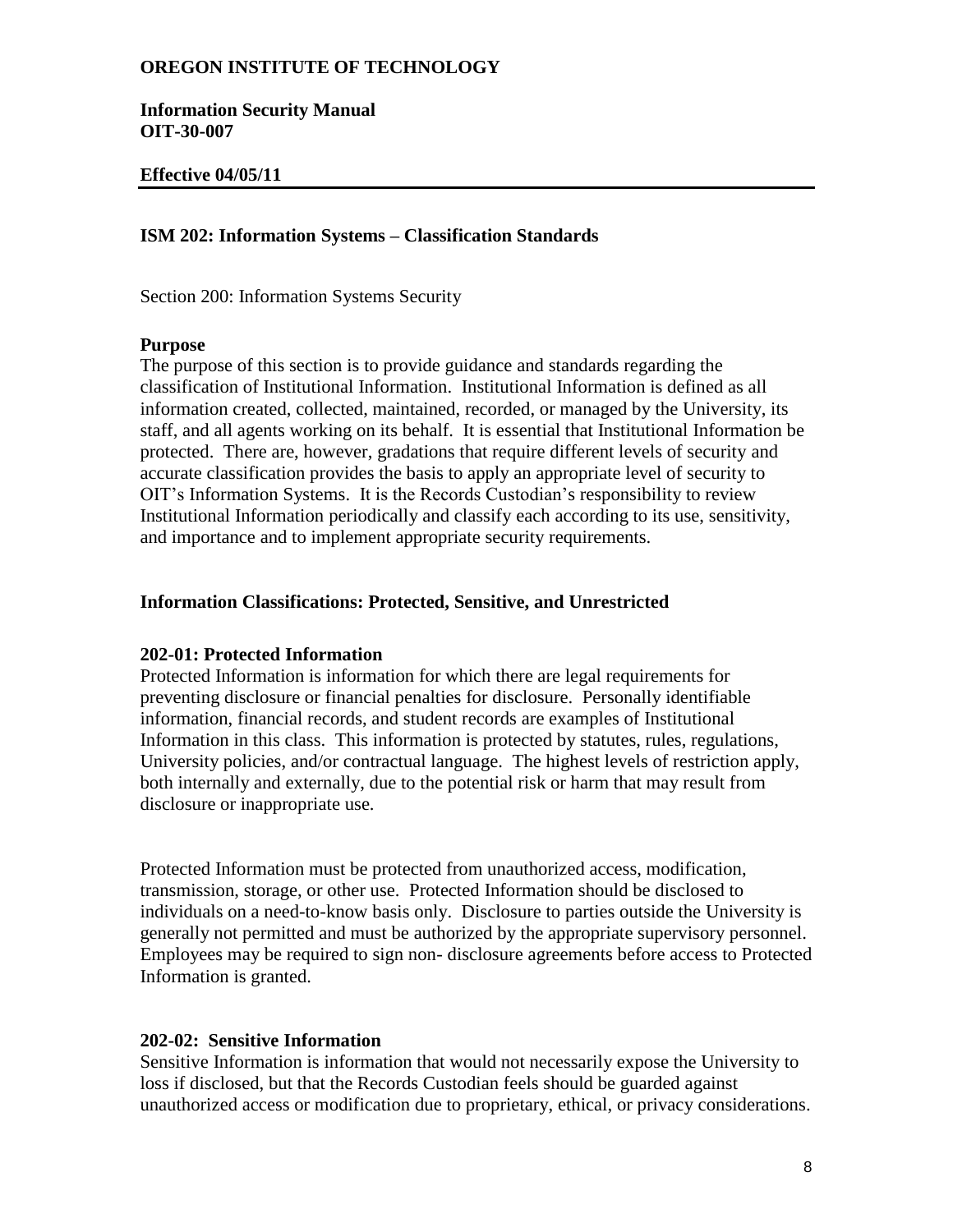**OREGON INSTITUTE OF TECHNOLOGY**

**Information Security Manual**
**OIT-30-007**

**Effective 04/05/11**

## ISM 202: Information Systems – Classification Standards

Section 200: Information Systems Security

### Purpose

The purpose of this section is to provide guidance and standards regarding the classification of Institutional Information. Institutional Information is defined as all information created, collected, maintained, recorded, or managed by the University, its staff, and all agents working on its behalf. It is essential that Institutional Information be protected. There are, however, gradations that require different levels of security and accurate classification provides the basis to apply an appropriate level of security to OIT's Information Systems. It is the Records Custodian's responsibility to review Institutional Information periodically and classify each according to its use, sensitivity, and importance and to implement appropriate security requirements.

### Information Classifications: Protected, Sensitive, and Unrestricted

### 202-01: Protected Information

Protected Information is information for which there are legal requirements for preventing disclosure or financial penalties for disclosure. Personally identifiable information, financial records, and student records are examples of Institutional Information in this class. This information is protected by statutes, rules, regulations, University policies, and/or contractual language. The highest levels of restriction apply, both internally and externally, due to the potential risk or harm that may result from disclosure or inappropriate use.

Protected Information must be protected from unauthorized access, modification, transmission, storage, or other use. Protected Information should be disclosed to individuals on a need-to-know basis only. Disclosure to parties outside the University is generally not permitted and must be authorized by the appropriate supervisory personnel. Employees may be required to sign non- disclosure agreements before access to Protected Information is granted.

### 202-02: Sensitive Information

Sensitive Information is information that would not necessarily expose the University to loss if disclosed, but that the Records Custodian feels should be guarded against unauthorized access or modification due to proprietary, ethical, or privacy considerations.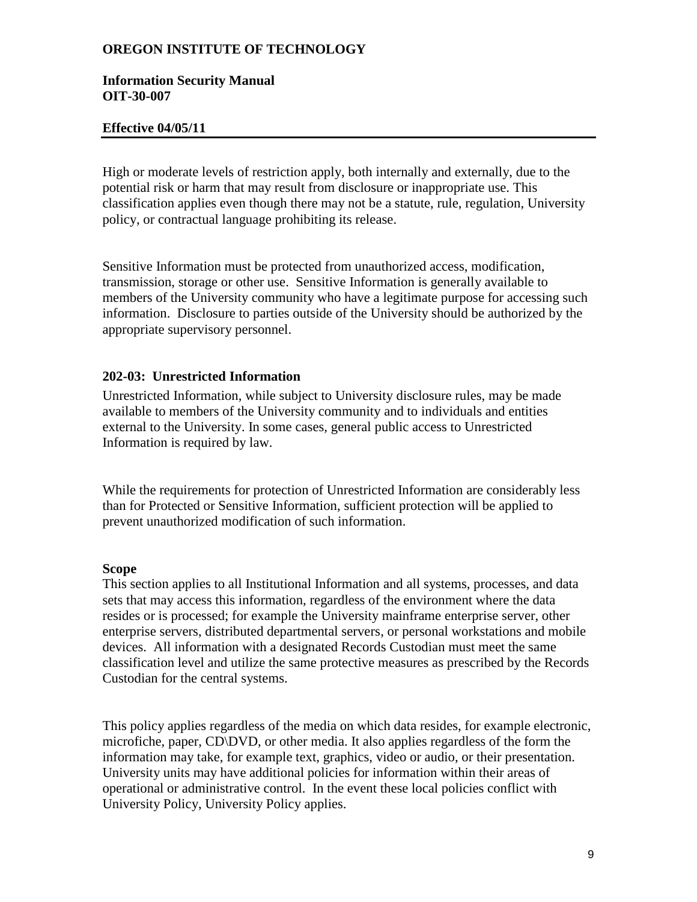High or moderate levels of restriction apply, both internally and externally, due to the potential risk or harm that may result from disclosure or inappropriate use. This classification applies even though there may not be a statute, rule, regulation, University policy, or contractual language prohibiting its release.

Sensitive Information must be protected from unauthorized access, modification, transmission, storage or other use. Sensitive Information is generally available to members of the University community who have a legitimate purpose for accessing such information. Disclosure to parties outside of the University should be authorized by the appropriate supervisory personnel.

### 202-03: Unrestricted Information

Unrestricted Information, while subject to University disclosure rules, may be made available to members of the University community and to individuals and entities external to the University. In some cases, general public access to Unrestricted Information is required by law.

While the requirements for protection of Unrestricted Information are considerably less than for Protected or Sensitive Information, sufficient protection will be applied to prevent unauthorized modification of such information.

**Scope**

This section applies to all Institutional Information and all systems, processes, and data sets that may access this information, regardless of the environment where the data resides or is processed; for example the University mainframe enterprise server, other enterprise servers, distributed departmental servers, or personal workstations and mobile devices. All information with a designated Records Custodian must meet the same classification level and utilize the same protective measures as prescribed by the Records Custodian for the central systems.

This policy applies regardless of the media on which data resides, for example electronic, microfiche, paper, CD\DVD, or other media. It also applies regardless of the form the information may take, for example text, graphics, video or audio, or their presentation. University units may have additional policies for information within their areas of operational or administrative control. In the event these local policies conflict with University Policy, University Policy applies.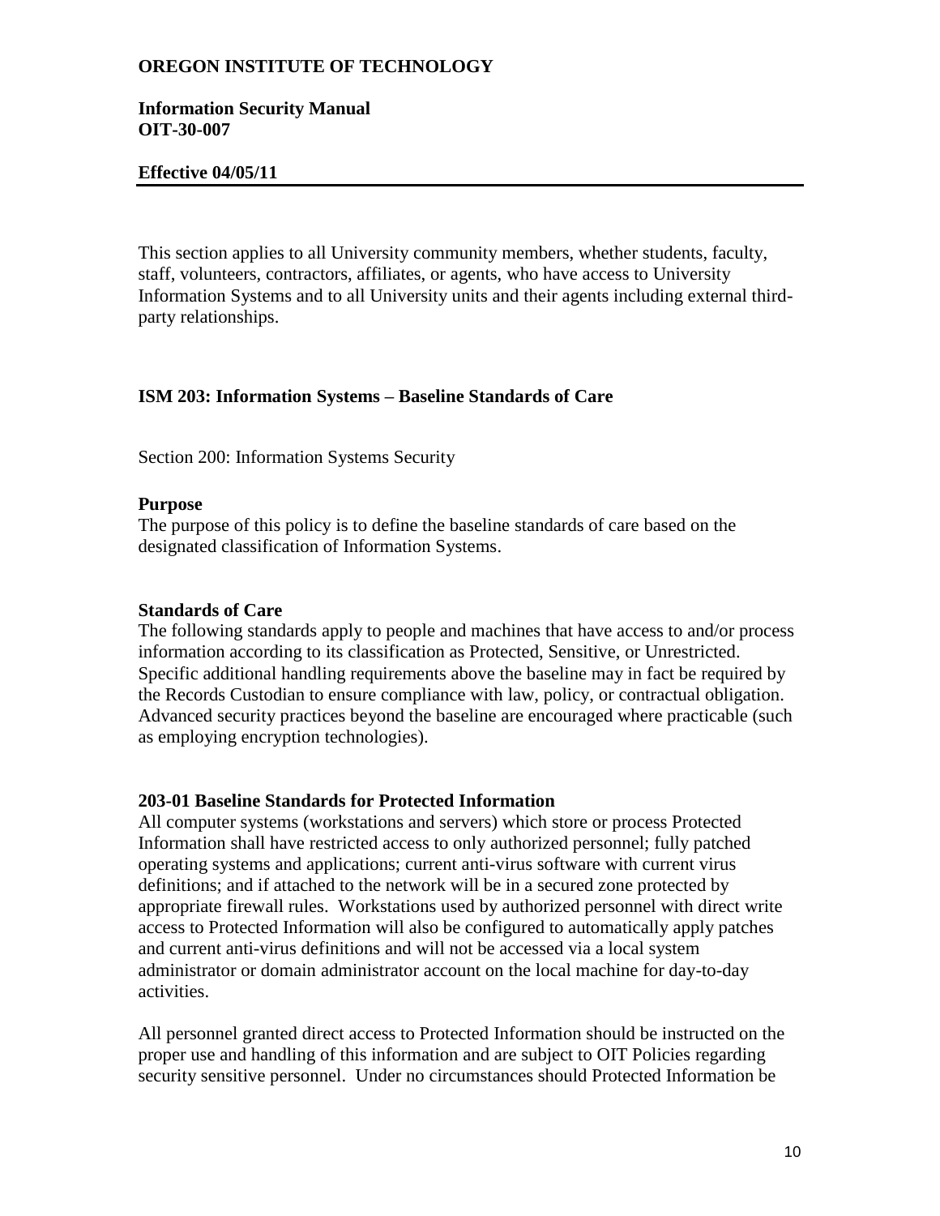**OREGON INSTITUTE OF TECHNOLOGY**

**Information Security Manual**
**OIT-30-007**

**Effective 04/05/11**

This section applies to all University community members, whether students, faculty, staff, volunteers, contractors, affiliates, or agents, who have access to University Information Systems and to all University units and their agents including external third-party relationships.

## ISM 203: Information Systems – Baseline Standards of Care

Section 200: Information Systems Security

### Purpose

The purpose of this policy is to define the baseline standards of care based on the designated classification of Information Systems.

### Standards of Care

The following standards apply to people and machines that have access to and/or process information according to its classification as Protected, Sensitive, or Unrestricted. Specific additional handling requirements above the baseline may in fact be required by the Records Custodian to ensure compliance with law, policy, or contractual obligation. Advanced security practices beyond the baseline are encouraged where practicable (such as employing encryption technologies).

### 203-01 Baseline Standards for Protected Information

All computer systems (workstations and servers) which store or process Protected Information shall have restricted access to only authorized personnel; fully patched operating systems and applications; current anti-virus software with current virus definitions; and if attached to the network will be in a secured zone protected by appropriate firewall rules. Workstations used by authorized personnel with direct write access to Protected Information will also be configured to automatically apply patches and current anti-virus definitions and will not be accessed via a local system administrator or domain administrator account on the local machine for day-to-day activities.

All personnel granted direct access to Protected Information should be instructed on the proper use and handling of this information and are subject to OIT Policies regarding security sensitive personnel. Under no circumstances should Protected Information be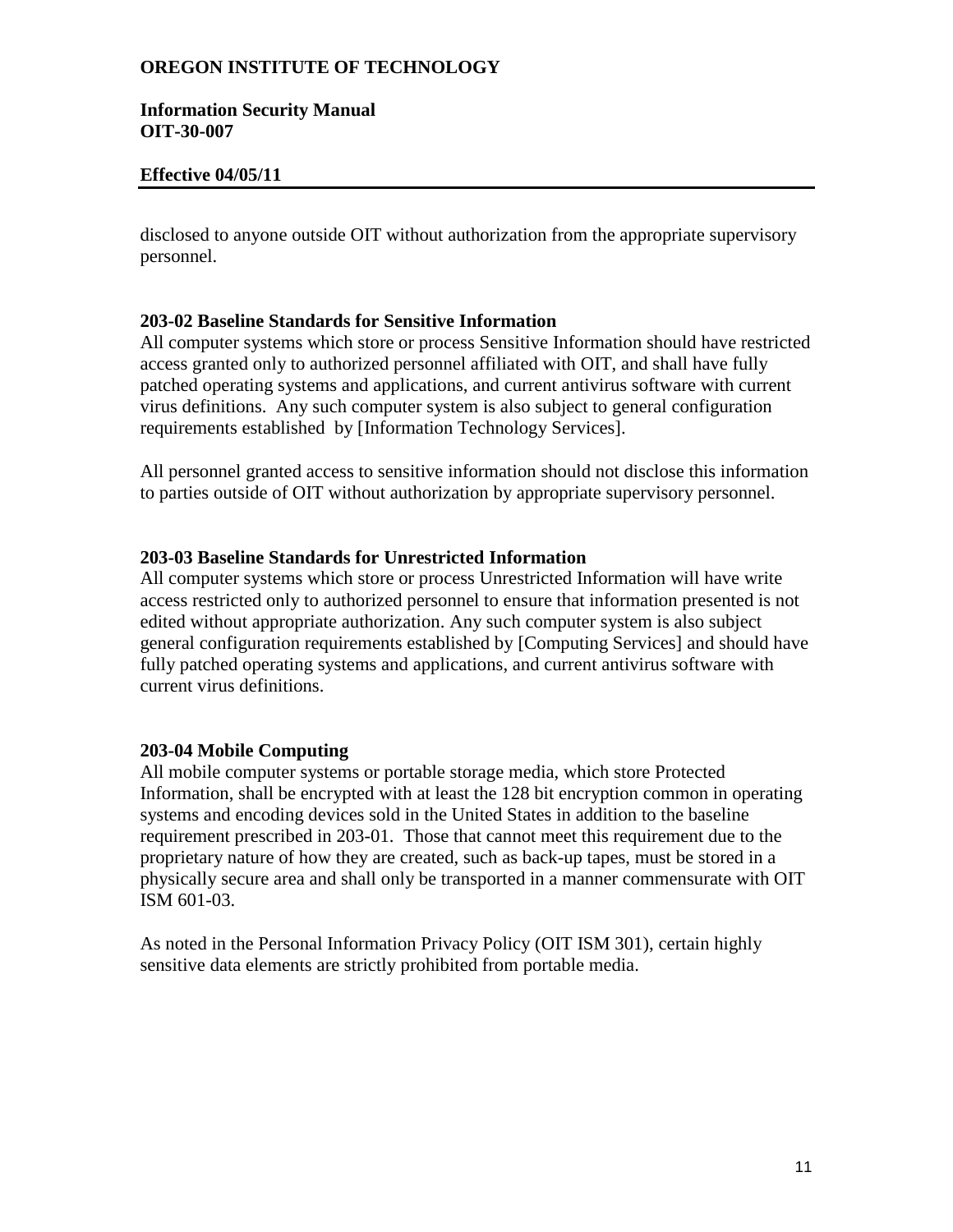disclosed to anyone outside OIT without authorization from the appropriate supervisory personnel.

### 203-02 Baseline Standards for Sensitive Information

All computer systems which store or process Sensitive Information should have restricted access granted only to authorized personnel affiliated with OIT, and shall have fully patched operating systems and applications, and current antivirus software with current virus definitions. Any such computer system is also subject to general configuration requirements established by [Information Technology Services].

All personnel granted access to sensitive information should not disclose this information to parties outside of OIT without authorization by appropriate supervisory personnel.

### 203-03 Baseline Standards for Unrestricted Information

All computer systems which store or process Unrestricted Information will have write access restricted only to authorized personnel to ensure that information presented is not edited without appropriate authorization. Any such computer system is also subject general configuration requirements established by [Computing Services] and should have fully patched operating systems and applications, and current antivirus software with current virus definitions.

### 203-04 Mobile Computing

All mobile computer systems or portable storage media, which store Protected Information, shall be encrypted with at least the 128 bit encryption common in operating systems and encoding devices sold in the United States in addition to the baseline requirement prescribed in 203-01. Those that cannot meet this requirement due to the proprietary nature of how they are created, such as back-up tapes, must be stored in a physically secure area and shall only be transported in a manner commensurate with OIT ISM 601-03.

As noted in the Personal Information Privacy Policy (OIT ISM 301), certain highly sensitive data elements are strictly prohibited from portable media.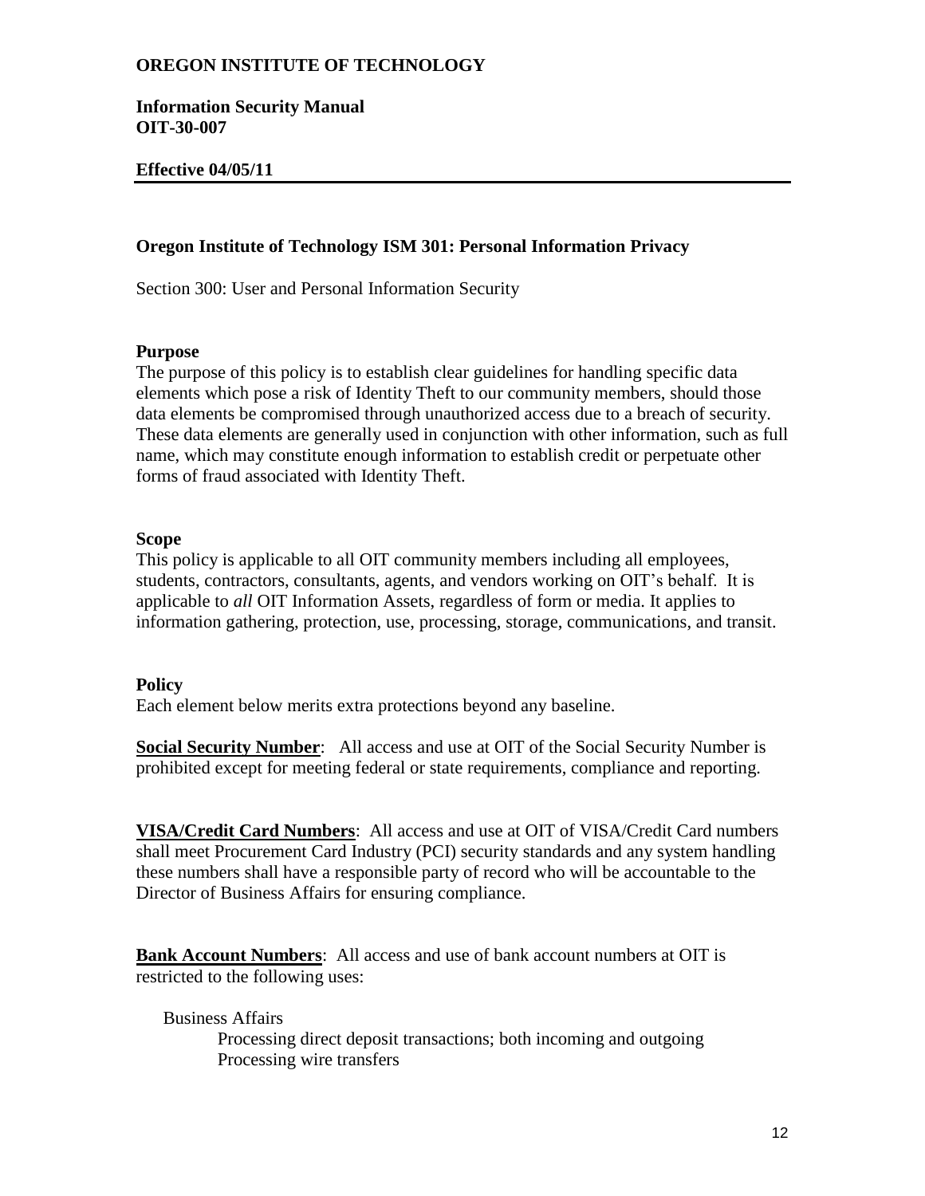**OREGON INSTITUTE OF TECHNOLOGY**

**Information Security Manual**
**OIT-30-007**

**Effective 04/05/11**

---

### Oregon Institute of Technology ISM 301: Personal Information Privacy

Section 300: User and Personal Information Security

**Purpose**

The purpose of this policy is to establish clear guidelines for handling specific data elements which pose a risk of Identity Theft to our community members, should those data elements be compromised through unauthorized access due to a breach of security. These data elements are generally used in conjunction with other information, such as full name, which may constitute enough information to establish credit or perpetuate other forms of fraud associated with Identity Theft.

**Scope**

This policy is applicable to all OIT community members including all employees, students, contractors, consultants, agents, and vendors working on OIT's behalf. It is applicable to *all* OIT Information Assets, regardless of form or media. It applies to information gathering, protection, use, processing, storage, communications, and transit.

**Policy**

Each element below merits extra protections beyond any baseline.

**Social Security Number**: All access and use at OIT of the Social Security Number is prohibited except for meeting federal or state requirements, compliance and reporting.

**VISA/Credit Card Numbers**: All access and use at OIT of VISA/Credit Card numbers shall meet Procurement Card Industry (PCI) security standards and any system handling these numbers shall have a responsible party of record who will be accountable to the Director of Business Affairs for ensuring compliance.

**Bank Account Numbers**: All access and use of bank account numbers at OIT is restricted to the following uses:

- Business Affairs
  - Processing direct deposit transactions; both incoming and outgoing
  - Processing wire transfers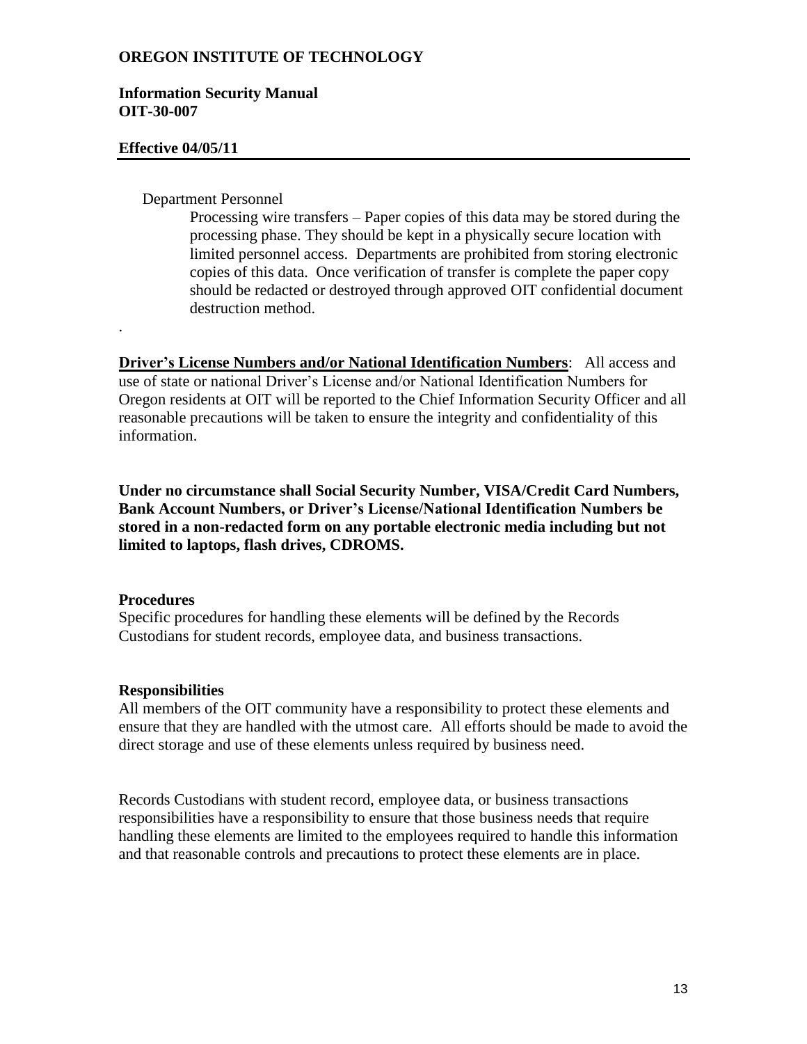Department Personnel

Processing wire transfers – Paper copies of this data may be stored during the processing phase. They should be kept in a physically secure location with limited personnel access. Departments are prohibited from storing electronic copies of this data. Once verification of transfer is complete the paper copy should be redacted or destroyed through approved OIT confidential document destruction method.

.

**Driver's License Numbers and/or National Identification Numbers**: All access and use of state or national Driver's License and/or National Identification Numbers for Oregon residents at OIT will be reported to the Chief Information Security Officer and all reasonable precautions will be taken to ensure the integrity and confidentiality of this information.

**Under no circumstance shall Social Security Number, VISA/Credit Card Numbers, Bank Account Numbers, or Driver's License/National Identification Numbers be stored in a non-redacted form on any portable electronic media including but not limited to laptops, flash drives, CDROMS.**

### Procedures

Specific procedures for handling these elements will be defined by the Records Custodians for student records, employee data, and business transactions.

### Responsibilities

All members of the OIT community have a responsibility to protect these elements and ensure that they are handled with the utmost care. All efforts should be made to avoid the direct storage and use of these elements unless required by business need.

Records Custodians with student record, employee data, or business transactions responsibilities have a responsibility to ensure that those business needs that require handling these elements are limited to the employees required to handle this information and that reasonable controls and precautions to protect these elements are in place.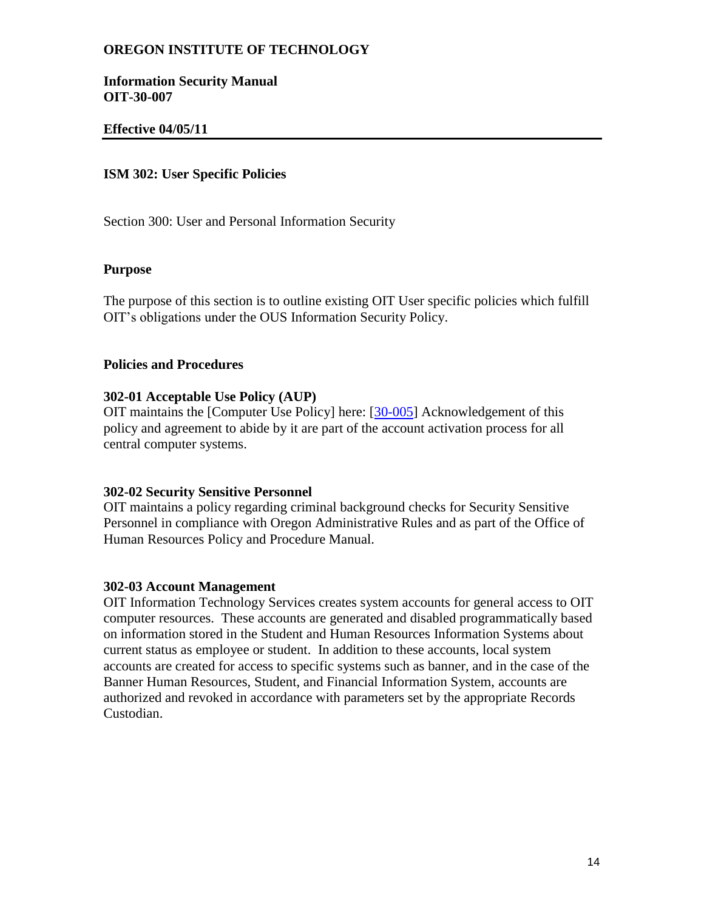**OREGON INSTITUTE OF TECHNOLOGY**

**Information Security Manual**
**OIT-30-007**

**Effective 04/05/11**

---

## ISM 302: User Specific Policies

Section 300: User and Personal Information Security

### Purpose

The purpose of this section is to outline existing OIT User specific policies which fulfill OIT's obligations under the OUS Information Security Policy.

### Policies and Procedures

#### 302-01 Acceptable Use Policy (AUP)

OIT maintains the [Computer Use Policy] here: [30-005] Acknowledgement of this policy and agreement to abide by it are part of the account activation process for all central computer systems.

#### 302-02 Security Sensitive Personnel

OIT maintains a policy regarding criminal background checks for Security Sensitive Personnel in compliance with Oregon Administrative Rules and as part of the Office of Human Resources Policy and Procedure Manual.

#### 302-03 Account Management

OIT Information Technology Services creates system accounts for general access to OIT computer resources. These accounts are generated and disabled programmatically based on information stored in the Student and Human Resources Information Systems about current status as employee or student. In addition to these accounts, local system accounts are created for access to specific systems such as banner, and in the case of the Banner Human Resources, Student, and Financial Information System, accounts are authorized and revoked in accordance with parameters set by the appropriate Records Custodian.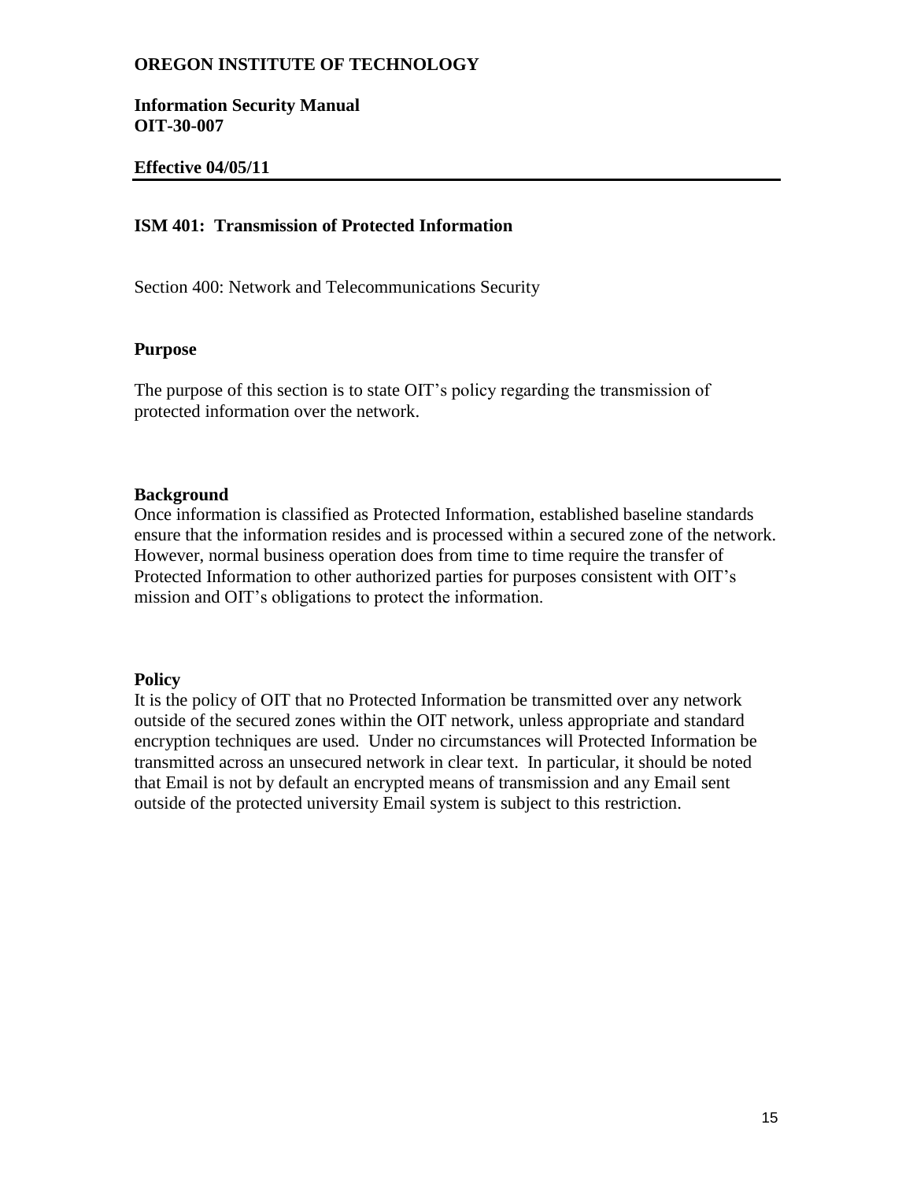**OREGON INSTITUTE OF TECHNOLOGY**

**Information Security Manual**
**OIT-30-007**

**Effective 04/05/11**

---

## ISM 401: Transmission of Protected Information

Section 400: Network and Telecommunications Security

### Purpose

The purpose of this section is to state OIT's policy regarding the transmission of protected information over the network.

### Background

Once information is classified as Protected Information, established baseline standards ensure that the information resides and is processed within a secured zone of the network. However, normal business operation does from time to time require the transfer of Protected Information to other authorized parties for purposes consistent with OIT's mission and OIT's obligations to protect the information.

### Policy

It is the policy of OIT that no Protected Information be transmitted over any network outside of the secured zones within the OIT network, unless appropriate and standard encryption techniques are used. Under no circumstances will Protected Information be transmitted across an unsecured network in clear text. In particular, it should be noted that Email is not by default an encrypted means of transmission and any Email sent outside of the protected university Email system is subject to this restriction.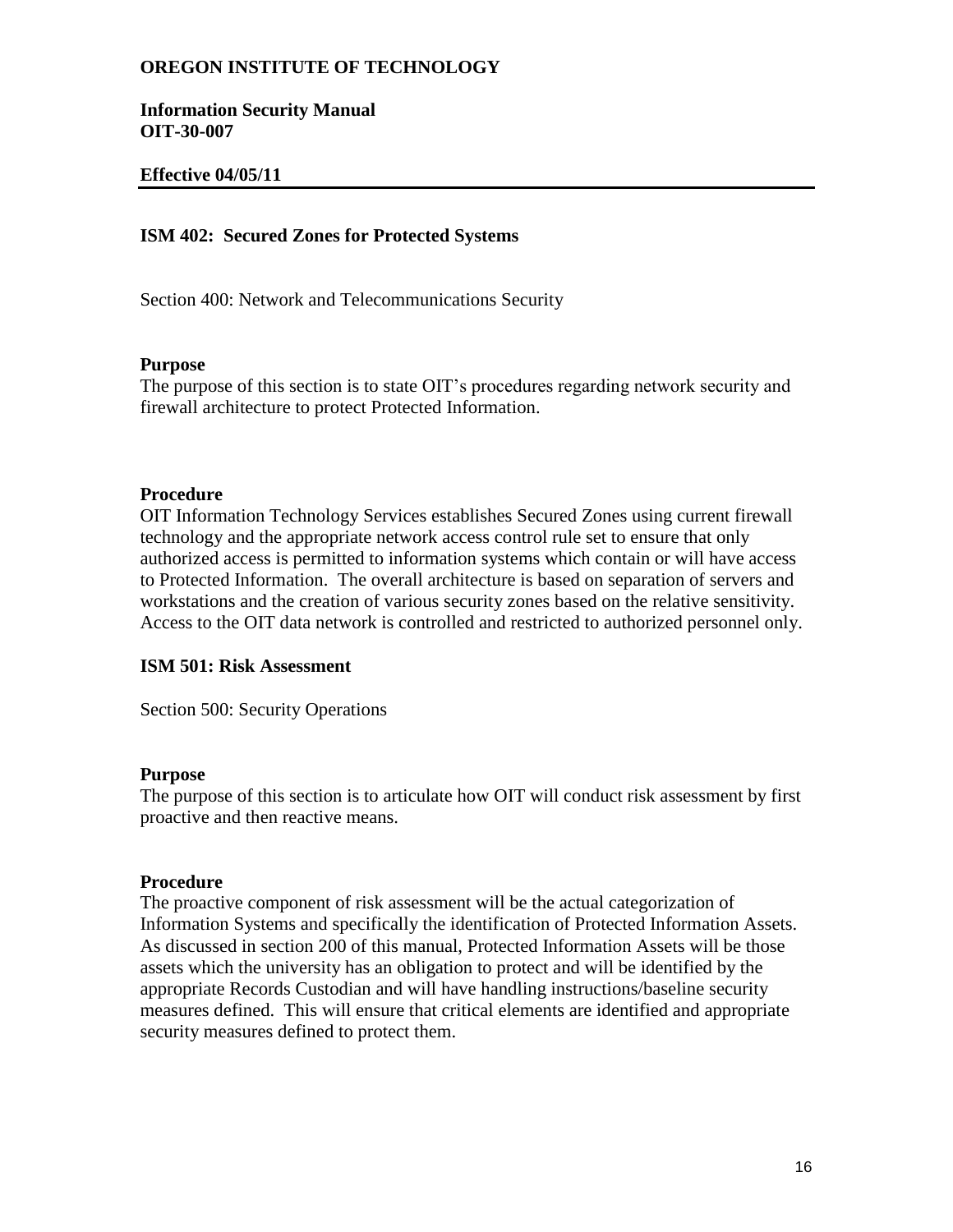**OREGON INSTITUTE OF TECHNOLOGY**

**Information Security Manual**
**OIT-30-007**

**Effective 04/05/11**

---

## ISM 402: Secured Zones for Protected Systems

Section 400: Network and Telecommunications Security

### Purpose

The purpose of this section is to state OIT's procedures regarding network security and firewall architecture to protect Protected Information.

### Procedure

OIT Information Technology Services establishes Secured Zones using current firewall technology and the appropriate network access control rule set to ensure that only authorized access is permitted to information systems which contain or will have access to Protected Information. The overall architecture is based on separation of servers and workstations and the creation of various security zones based on the relative sensitivity. Access to the OIT data network is controlled and restricted to authorized personnel only.

## ISM 501: Risk Assessment

Section 500: Security Operations

### Purpose

The purpose of this section is to articulate how OIT will conduct risk assessment by first proactive and then reactive means.

### Procedure

The proactive component of risk assessment will be the actual categorization of Information Systems and specifically the identification of Protected Information Assets. As discussed in section 200 of this manual, Protected Information Assets will be those assets which the university has an obligation to protect and will be identified by the appropriate Records Custodian and will have handling instructions/baseline security measures defined. This will ensure that critical elements are identified and appropriate security measures defined to protect them.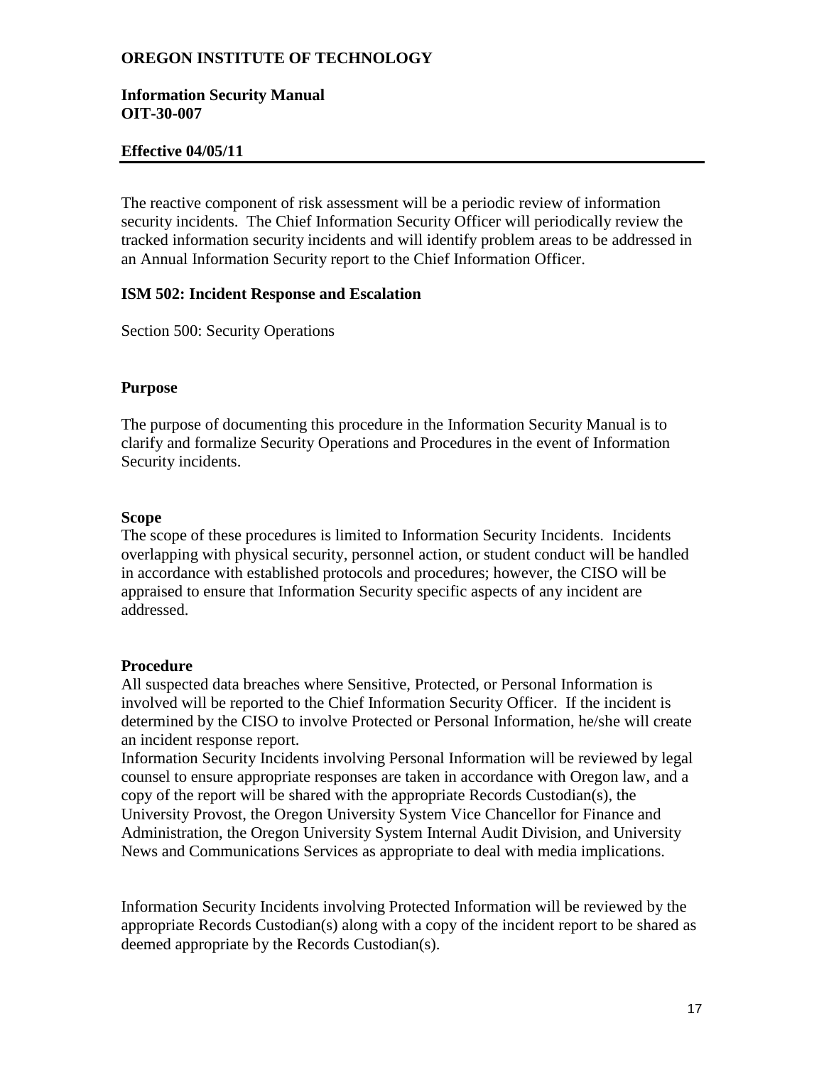The reactive component of risk assessment will be a periodic review of information security incidents. The Chief Information Security Officer will periodically review the tracked information security incidents and will identify problem areas to be addressed in an Annual Information Security report to the Chief Information Officer.

## ISM 502: Incident Response and Escalation

Section 500: Security Operations

### Purpose

The purpose of documenting this procedure in the Information Security Manual is to clarify and formalize Security Operations and Procedures in the event of Information Security incidents.

### Scope

The scope of these procedures is limited to Information Security Incidents. Incidents overlapping with physical security, personnel action, or student conduct will be handled in accordance with established protocols and procedures; however, the CISO will be appraised to ensure that Information Security specific aspects of any incident are addressed.

### Procedure

All suspected data breaches where Sensitive, Protected, or Personal Information is involved will be reported to the Chief Information Security Officer. If the incident is determined by the CISO to involve Protected or Personal Information, he/she will create an incident response report.
Information Security Incidents involving Personal Information will be reviewed by legal counsel to ensure appropriate responses are taken in accordance with Oregon law, and a copy of the report will be shared with the appropriate Records Custodian(s), the University Provost, the Oregon University System Vice Chancellor for Finance and Administration, the Oregon University System Internal Audit Division, and University News and Communications Services as appropriate to deal with media implications.

Information Security Incidents involving Protected Information will be reviewed by the appropriate Records Custodian(s) along with a copy of the incident report to be shared as deemed appropriate by the Records Custodian(s).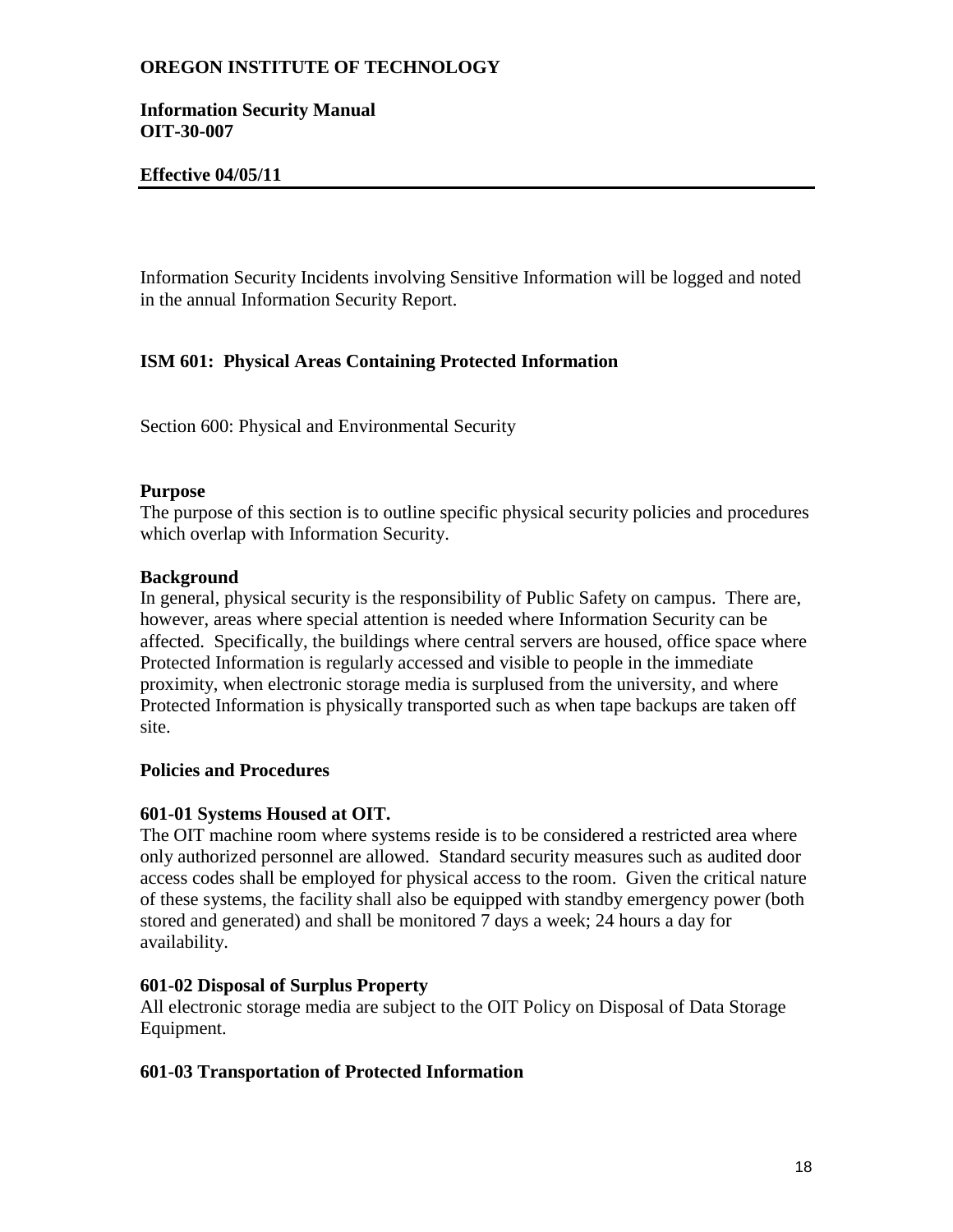Information Security Incidents involving Sensitive Information will be logged and noted in the annual Information Security Report.

## ISM 601: Physical Areas Containing Protected Information

Section 600: Physical and Environmental Security

### Purpose

The purpose of this section is to outline specific physical security policies and procedures which overlap with Information Security.

### Background

In general, physical security is the responsibility of Public Safety on campus. There are, however, areas where special attention is needed where Information Security can be affected. Specifically, the buildings where central servers are housed, office space where Protected Information is regularly accessed and visible to people in the immediate proximity, when electronic storage media is surplused from the university, and where Protected Information is physically transported such as when tape backups are taken off site.

### Policies and Procedures

#### 601-01 Systems Housed at OIT.

The OIT machine room where systems reside is to be considered a restricted area where only authorized personnel are allowed. Standard security measures such as audited door access codes shall be employed for physical access to the room. Given the critical nature of these systems, the facility shall also be equipped with standby emergency power (both stored and generated) and shall be monitored 7 days a week; 24 hours a day for availability.

#### 601-02 Disposal of Surplus Property

All electronic storage media are subject to the OIT Policy on Disposal of Data Storage Equipment.

#### 601-03 Transportation of Protected Information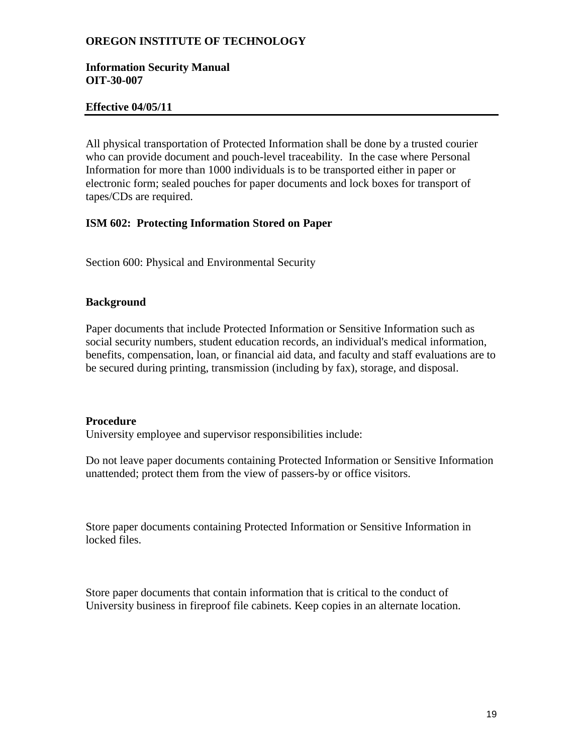All physical transportation of Protected Information shall be done by a trusted courier who can provide document and pouch-level traceability. In the case where Personal Information for more than 1000 individuals is to be transported either in paper or electronic form; sealed pouches for paper documents and lock boxes for transport of tapes/CDs are required.

## ISM 602: Protecting Information Stored on Paper

Section 600: Physical and Environmental Security

### Background

Paper documents that include Protected Information or Sensitive Information such as social security numbers, student education records, an individual's medical information, benefits, compensation, loan, or financial aid data, and faculty and staff evaluations are to be secured during printing, transmission (including by fax), storage, and disposal.

### Procedure

University employee and supervisor responsibilities include:

Do not leave paper documents containing Protected Information or Sensitive Information unattended; protect them from the view of passers-by or office visitors.

Store paper documents containing Protected Information or Sensitive Information in locked files.

Store paper documents that contain information that is critical to the conduct of University business in fireproof file cabinets. Keep copies in an alternate location.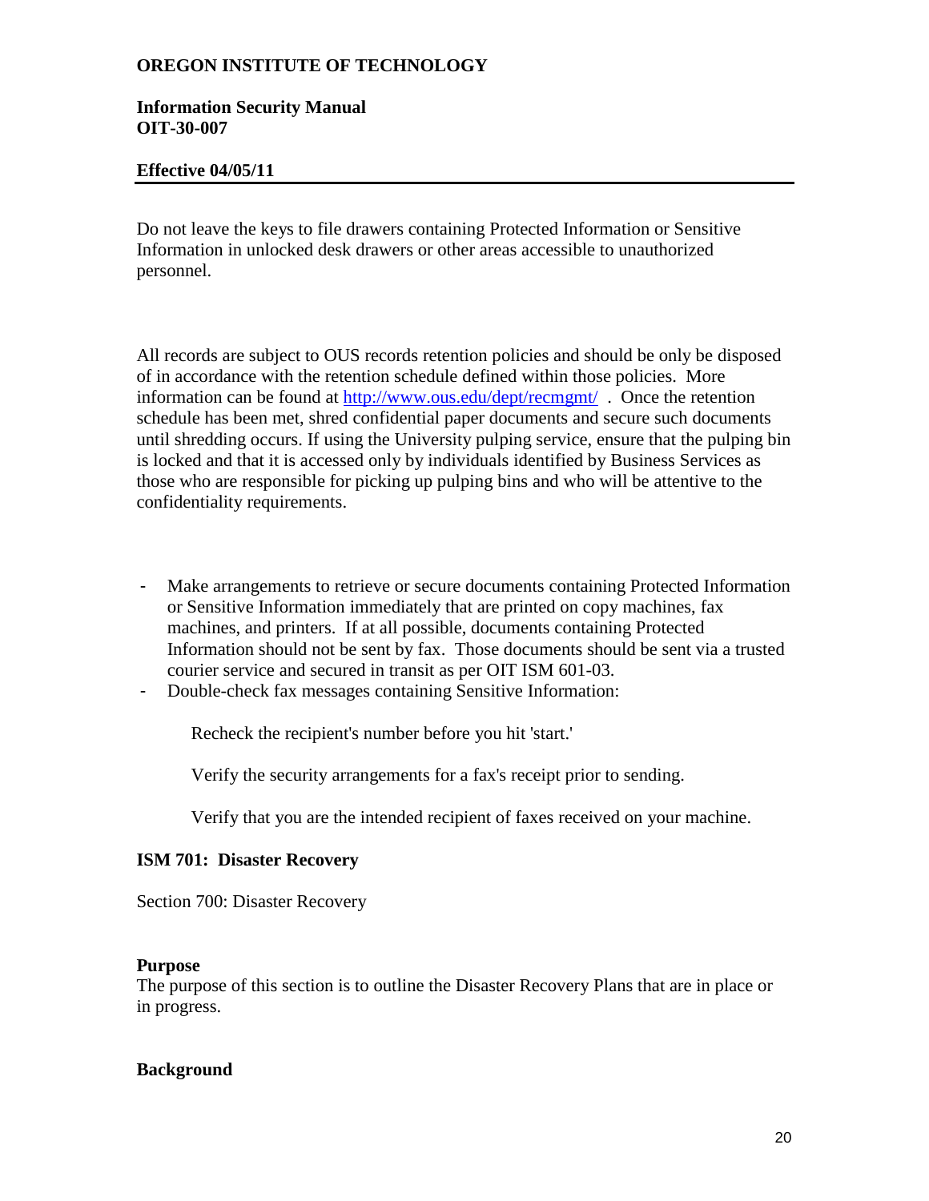Do not leave the keys to file drawers containing Protected Information or Sensitive Information in unlocked desk drawers or other areas accessible to unauthorized personnel.

All records are subject to OUS records retention policies and should be only be disposed of in accordance with the retention schedule defined within those policies. More information can be found at [http://www.ous.edu/dept/recmgmt/](http://www.ous.edu/dept/recmgmt/) . Once the retention schedule has been met, shred confidential paper documents and secure such documents until shredding occurs. If using the University pulping service, ensure that the pulping bin is locked and that it is accessed only by individuals identified by Business Services as those who are responsible for picking up pulping bins and who will be attentive to the confidentiality requirements.

- Make arrangements to retrieve or secure documents containing Protected Information or Sensitive Information immediately that are printed on copy machines, fax machines, and printers. If at all possible, documents containing Protected Information should not be sent by fax. Those documents should be sent via a trusted courier service and secured in transit as per OIT ISM 601-03.
- Double-check fax messages containing Sensitive Information:

  Recheck the recipient's number before you hit 'start.'

  Verify the security arrangements for a fax's receipt prior to sending.

  Verify that you are the intended recipient of faxes received on your machine.

### ISM 701: Disaster Recovery

Section 700: Disaster Recovery

#### Purpose

The purpose of this section is to outline the Disaster Recovery Plans that are in place or in progress.

#### Background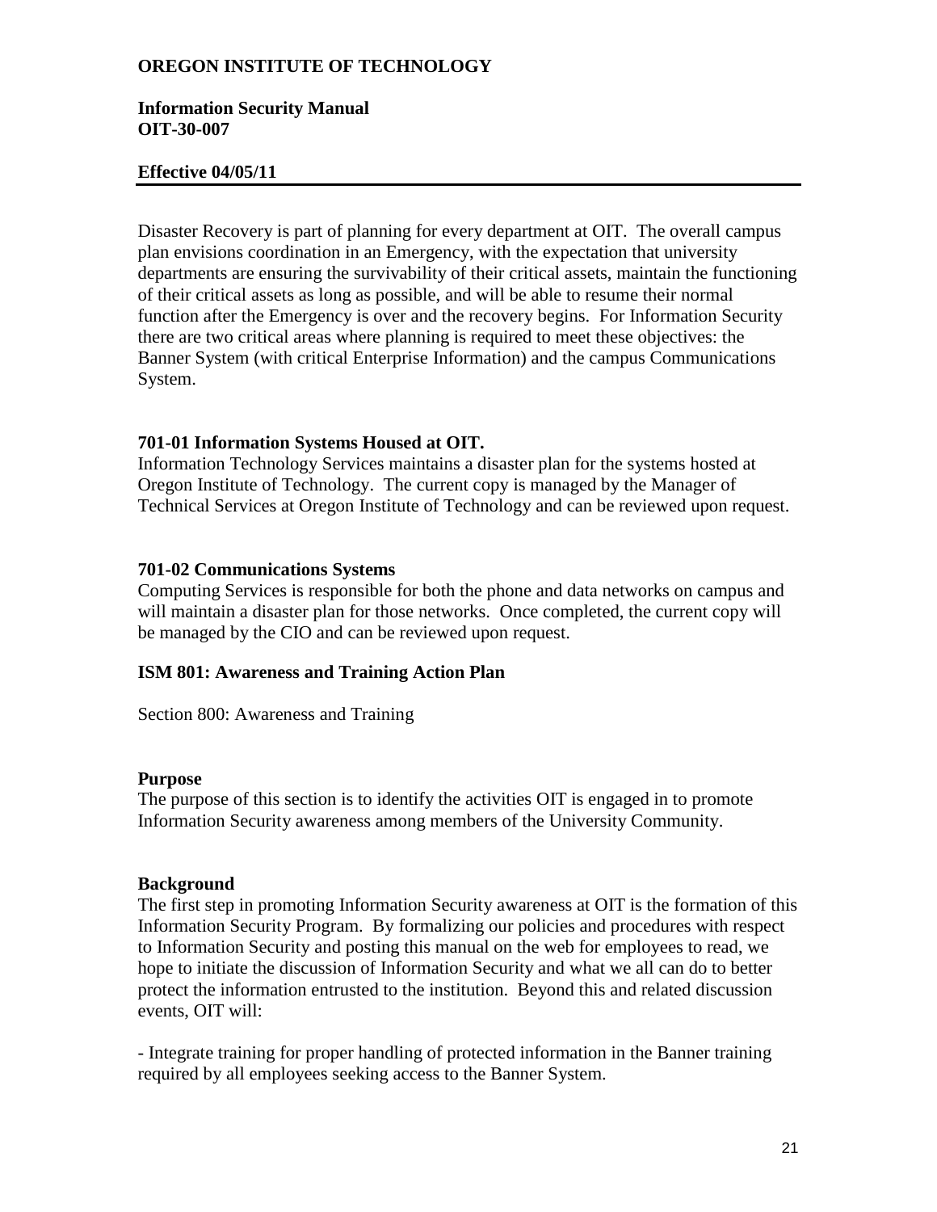Disaster Recovery is part of planning for every department at OIT. The overall campus plan envisions coordination in an Emergency, with the expectation that university departments are ensuring the survivability of their critical assets, maintain the functioning of their critical assets as long as possible, and will be able to resume their normal function after the Emergency is over and the recovery begins. For Information Security there are two critical areas where planning is required to meet these objectives: the Banner System (with critical Enterprise Information) and the campus Communications System.

### 701-01 Information Systems Housed at OIT.

Information Technology Services maintains a disaster plan for the systems hosted at Oregon Institute of Technology. The current copy is managed by the Manager of Technical Services at Oregon Institute of Technology and can be reviewed upon request.

### 701-02 Communications Systems

Computing Services is responsible for both the phone and data networks on campus and will maintain a disaster plan for those networks. Once completed, the current copy will be managed by the CIO and can be reviewed upon request.

## ISM 801: Awareness and Training Action Plan

Section 800: Awareness and Training

### Purpose

The purpose of this section is to identify the activities OIT is engaged in to promote Information Security awareness among members of the University Community.

### Background

The first step in promoting Information Security awareness at OIT is the formation of this Information Security Program. By formalizing our policies and procedures with respect to Information Security and posting this manual on the web for employees to read, we hope to initiate the discussion of Information Security and what we all can do to better protect the information entrusted to the institution. Beyond this and related discussion events, OIT will:

- Integrate training for proper handling of protected information in the Banner training required by all employees seeking access to the Banner System.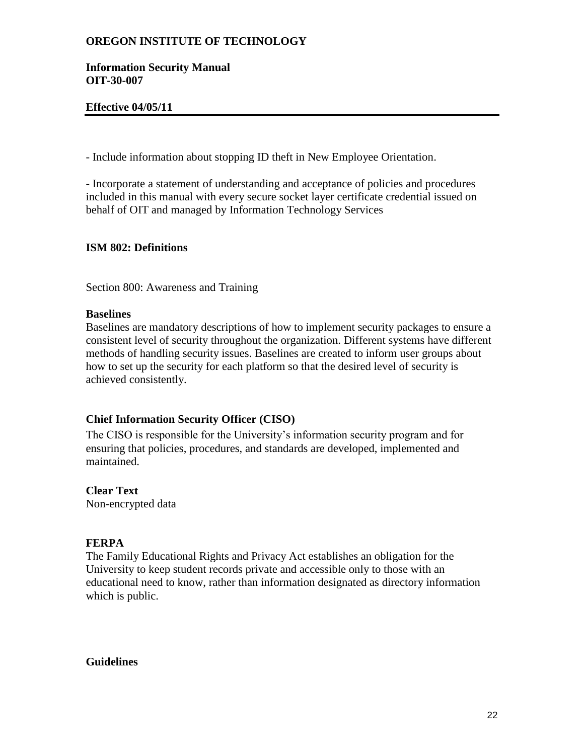- Include information about stopping ID theft in New Employee Orientation.

- Incorporate a statement of understanding and acceptance of policies and procedures included in this manual with every secure socket layer certificate credential issued on behalf of OIT and managed by Information Technology Services

## ISM 802: Definitions

Section 800: Awareness and Training

**Baselines**
Baselines are mandatory descriptions of how to implement security packages to ensure a consistent level of security throughout the organization. Different systems have different methods of handling security issues. Baselines are created to inform user groups about how to set up the security for each platform so that the desired level of security is achieved consistently.

**Chief Information Security Officer (CISO)**
The CISO is responsible for the University's information security program and for ensuring that policies, procedures, and standards are developed, implemented and maintained.

**Clear Text**
Non-encrypted data

**FERPA**
The Family Educational Rights and Privacy Act establishes an obligation for the University to keep student records private and accessible only to those with an educational need to know, rather than information designated as directory information which is public.

**Guidelines**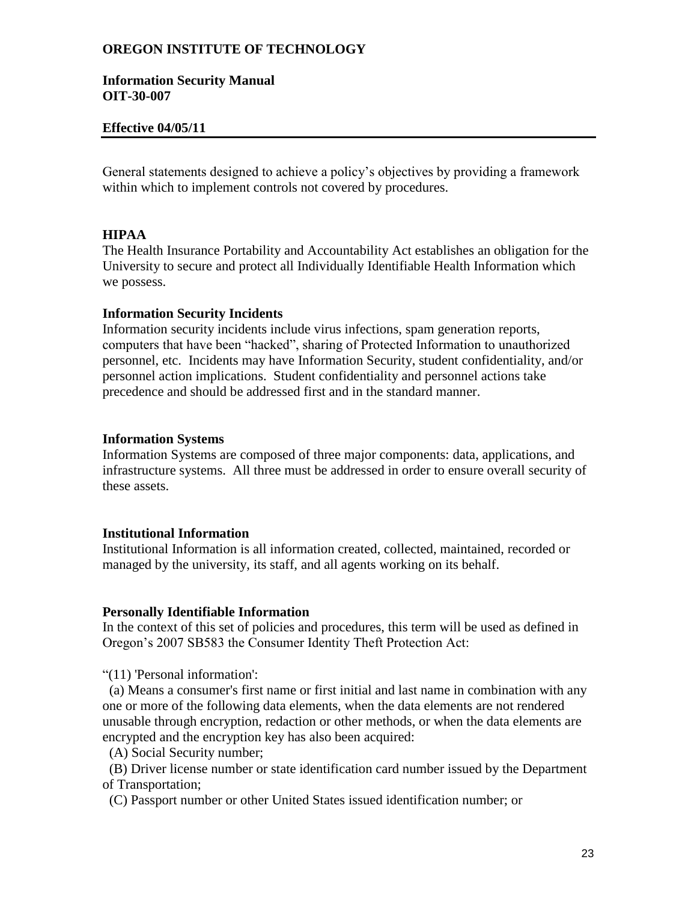General statements designed to achieve a policy's objectives by providing a framework within which to implement controls not covered by procedures.

**HIPAA**
The Health Insurance Portability and Accountability Act establishes an obligation for the University to secure and protect all Individually Identifiable Health Information which we possess.

**Information Security Incidents**
Information security incidents include virus infections, spam generation reports, computers that have been "hacked", sharing of Protected Information to unauthorized personnel, etc. Incidents may have Information Security, student confidentiality, and/or personnel action implications. Student confidentiality and personnel actions take precedence and should be addressed first and in the standard manner.

**Information Systems**
Information Systems are composed of three major components: data, applications, and infrastructure systems. All three must be addressed in order to ensure overall security of these assets.

**Institutional Information**
Institutional Information is all information created, collected, maintained, recorded or managed by the university, its staff, and all agents working on its behalf.

**Personally Identifiable Information**
In the context of this set of policies and procedures, this term will be used as defined in Oregon's 2007 SB583 the Consumer Identity Theft Protection Act:

"(11) 'Personal information':

(a) Means a consumer's first name or first initial and last name in combination with any one or more of the following data elements, when the data elements are not rendered unusable through encryption, redaction or other methods, or when the data elements are encrypted and the encryption key has also been acquired:

(A) Social Security number;

(B) Driver license number or state identification card number issued by the Department of Transportation;

(C) Passport number or other United States issued identification number; or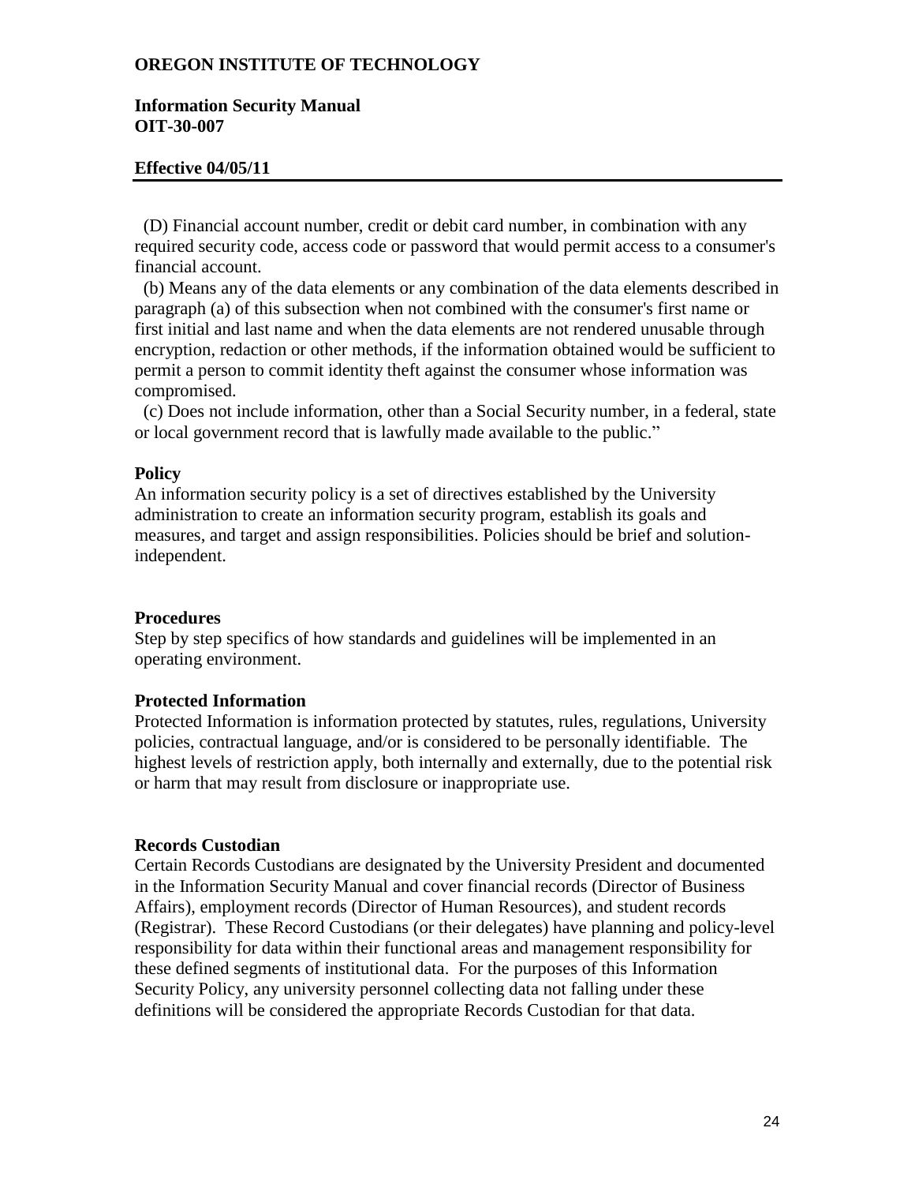(D) Financial account number, credit or debit card number, in combination with any required security code, access code or password that would permit access to a consumer's financial account.

(b) Means any of the data elements or any combination of the data elements described in paragraph (a) of this subsection when not combined with the consumer's first name or first initial and last name and when the data elements are not rendered unusable through encryption, redaction or other methods, if the information obtained would be sufficient to permit a person to commit identity theft against the consumer whose information was compromised.

(c) Does not include information, other than a Social Security number, in a federal, state or local government record that is lawfully made available to the public."

**Policy**

An information security policy is a set of directives established by the University administration to create an information security program, establish its goals and measures, and target and assign responsibilities. Policies should be brief and solution-independent.

**Procedures**

Step by step specifics of how standards and guidelines will be implemented in an operating environment.

**Protected Information**

Protected Information is information protected by statutes, rules, regulations, University policies, contractual language, and/or is considered to be personally identifiable. The highest levels of restriction apply, both internally and externally, due to the potential risk or harm that may result from disclosure or inappropriate use.

**Records Custodian**

Certain Records Custodians are designated by the University President and documented in the Information Security Manual and cover financial records (Director of Business Affairs), employment records (Director of Human Resources), and student records (Registrar). These Record Custodians (or their delegates) have planning and policy-level responsibility for data within their functional areas and management responsibility for these defined segments of institutional data. For the purposes of this Information Security Policy, any university personnel collecting data not falling under these definitions will be considered the appropriate Records Custodian for that data.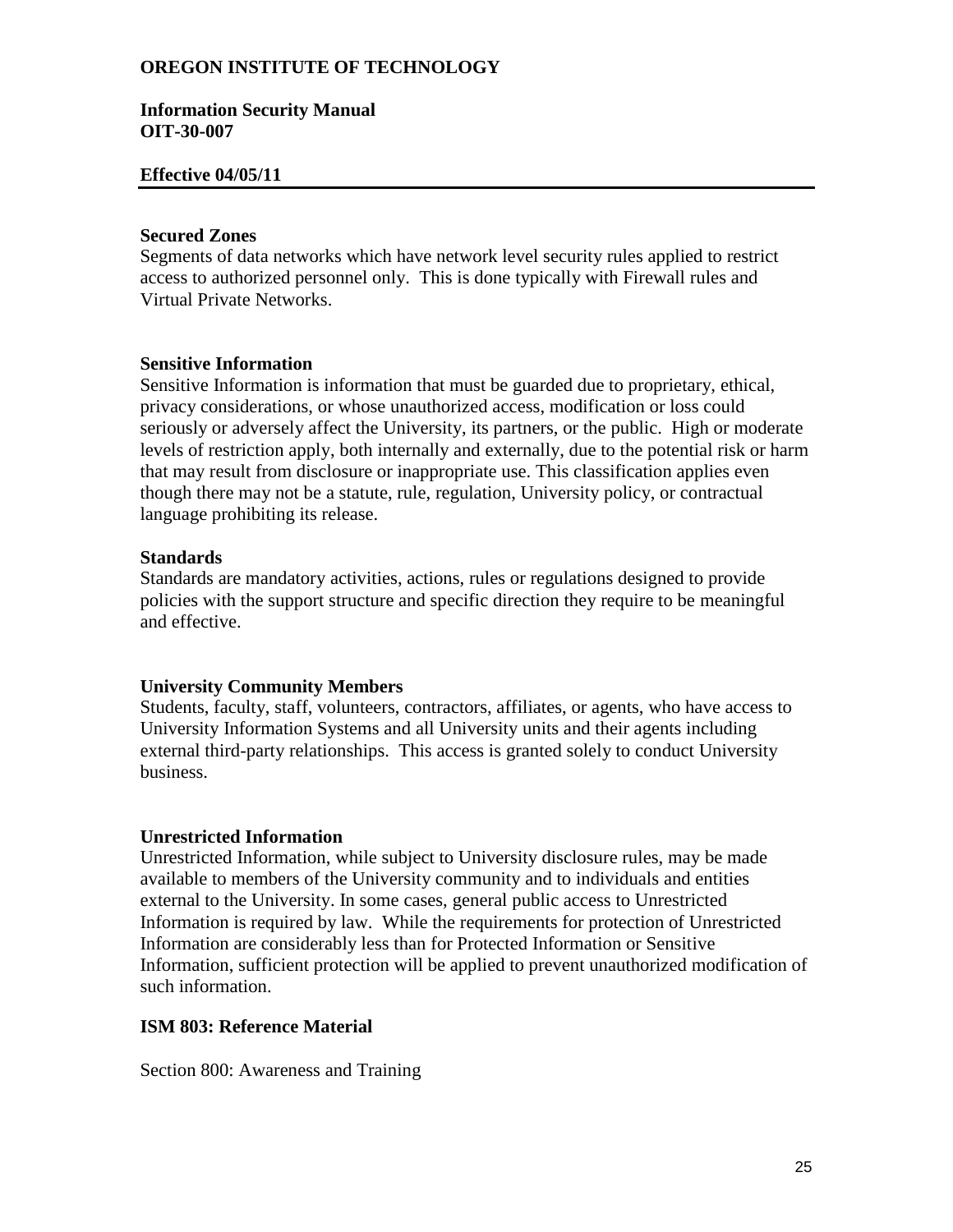**Secured Zones**
Segments of data networks which have network level security rules applied to restrict access to authorized personnel only. This is done typically with Firewall rules and Virtual Private Networks.

**Sensitive Information**
Sensitive Information is information that must be guarded due to proprietary, ethical, privacy considerations, or whose unauthorized access, modification or loss could seriously or adversely affect the University, its partners, or the public. High or moderate levels of restriction apply, both internally and externally, due to the potential risk or harm that may result from disclosure or inappropriate use. This classification applies even though there may not be a statute, rule, regulation, University policy, or contractual language prohibiting its release.

**Standards**
Standards are mandatory activities, actions, rules or regulations designed to provide policies with the support structure and specific direction they require to be meaningful and effective.

**University Community Members**
Students, faculty, staff, volunteers, contractors, affiliates, or agents, who have access to University Information Systems and all University units and their agents including external third-party relationships. This access is granted solely to conduct University business.

**Unrestricted Information**
Unrestricted Information, while subject to University disclosure rules, may be made available to members of the University community and to individuals and entities external to the University. In some cases, general public access to Unrestricted Information is required by law. While the requirements for protection of Unrestricted Information are considerably less than for Protected Information or Sensitive Information, sufficient protection will be applied to prevent unauthorized modification of such information.

## ISM 803: Reference Material

Section 800: Awareness and Training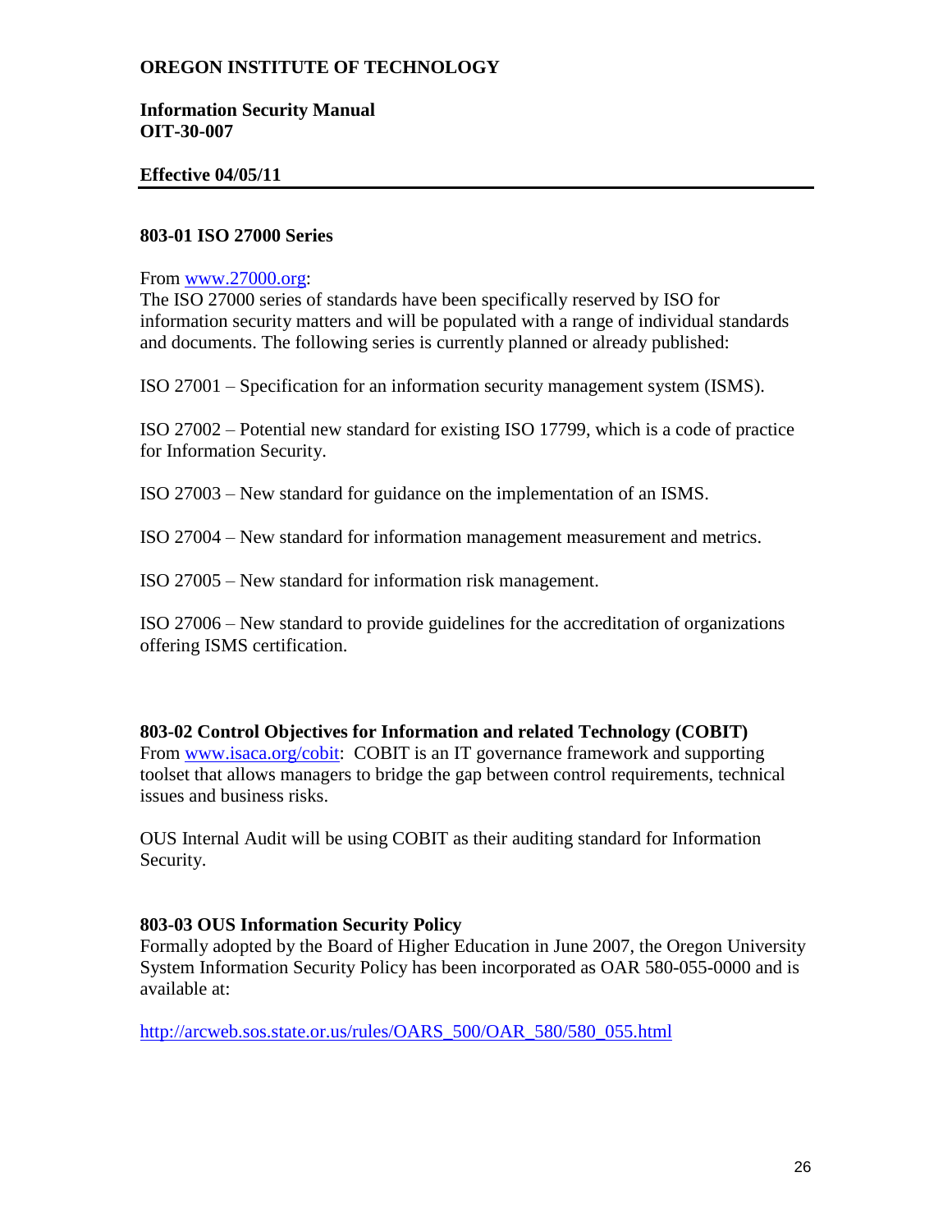**OREGON INSTITUTE OF TECHNOLOGY**

**Information Security Manual**
**OIT-30-007**

**Effective 04/05/11**

---

### 803-01 ISO 27000 Series

From www.27000.org:
The ISO 27000 series of standards have been specifically reserved by ISO for information security matters and will be populated with a range of individual standards and documents. The following series is currently planned or already published:

ISO 27001 – Specification for an information security management system (ISMS).

ISO 27002 – Potential new standard for existing ISO 17799, which is a code of practice for Information Security.

ISO 27003 – New standard for guidance on the implementation of an ISMS.

ISO 27004 – New standard for information management measurement and metrics.

ISO 27005 – New standard for information risk management.

ISO 27006 – New standard to provide guidelines for the accreditation of organizations offering ISMS certification.

### 803-02 Control Objectives for Information and related Technology (COBIT)

From www.isaca.org/cobit: COBIT is an IT governance framework and supporting toolset that allows managers to bridge the gap between control requirements, technical issues and business risks.

OUS Internal Audit will be using COBIT as their auditing standard for Information Security.

### 803-03 OUS Information Security Policy

Formally adopted by the Board of Higher Education in June 2007, the Oregon University System Information Security Policy has been incorporated as OAR 580-055-0000 and is available at:

http://arcweb.sos.state.or.us/rules/OARS_500/OAR_580/580_055.html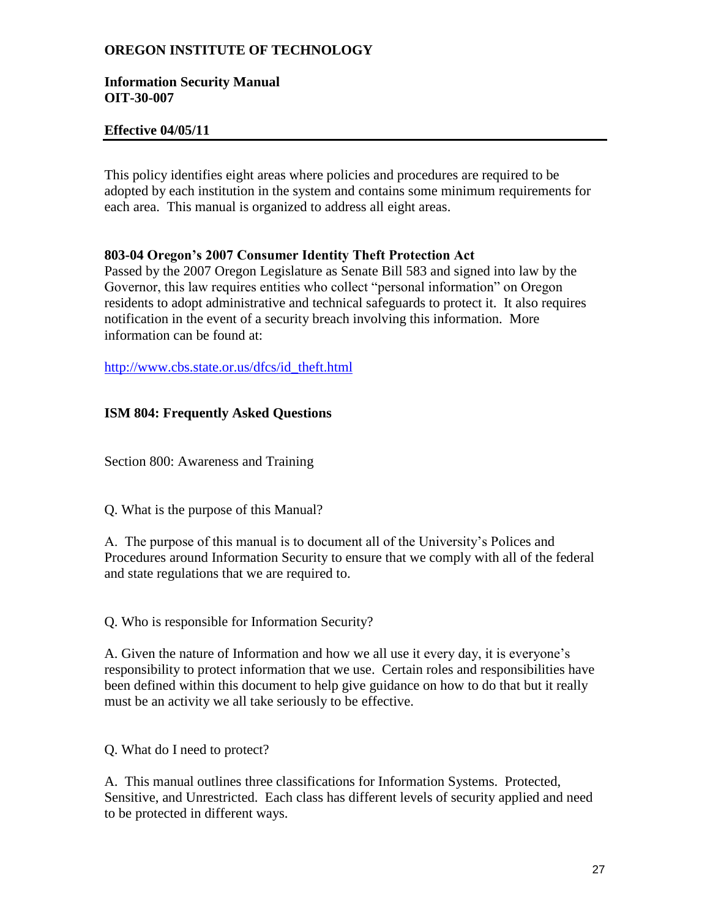**OREGON INSTITUTE OF TECHNOLOGY**

**Information Security Manual**
**OIT-30-007**

**Effective 04/05/11**

---

This policy identifies eight areas where policies and procedures are required to be adopted by each institution in the system and contains some minimum requirements for each area. This manual is organized to address all eight areas.

**803-04 Oregon's 2007 Consumer Identity Theft Protection Act**

Passed by the 2007 Oregon Legislature as Senate Bill 583 and signed into law by the Governor, this law requires entities who collect "personal information" on Oregon residents to adopt administrative and technical safeguards to protect it. It also requires notification in the event of a security breach involving this information. More information can be found at:

http://www.cbs.state.or.us/dfcs/id_theft.html

**ISM 804: Frequently Asked Questions**

Section 800: Awareness and Training

Q. What is the purpose of this Manual?

A. The purpose of this manual is to document all of the University's Polices and Procedures around Information Security to ensure that we comply with all of the federal and state regulations that we are required to.

Q. Who is responsible for Information Security?

A. Given the nature of Information and how we all use it every day, it is everyone's responsibility to protect information that we use. Certain roles and responsibilities have been defined within this document to help give guidance on how to do that but it really must be an activity we all take seriously to be effective.

Q. What do I need to protect?

A. This manual outlines three classifications for Information Systems. Protected, Sensitive, and Unrestricted. Each class has different levels of security applied and need to be protected in different ways.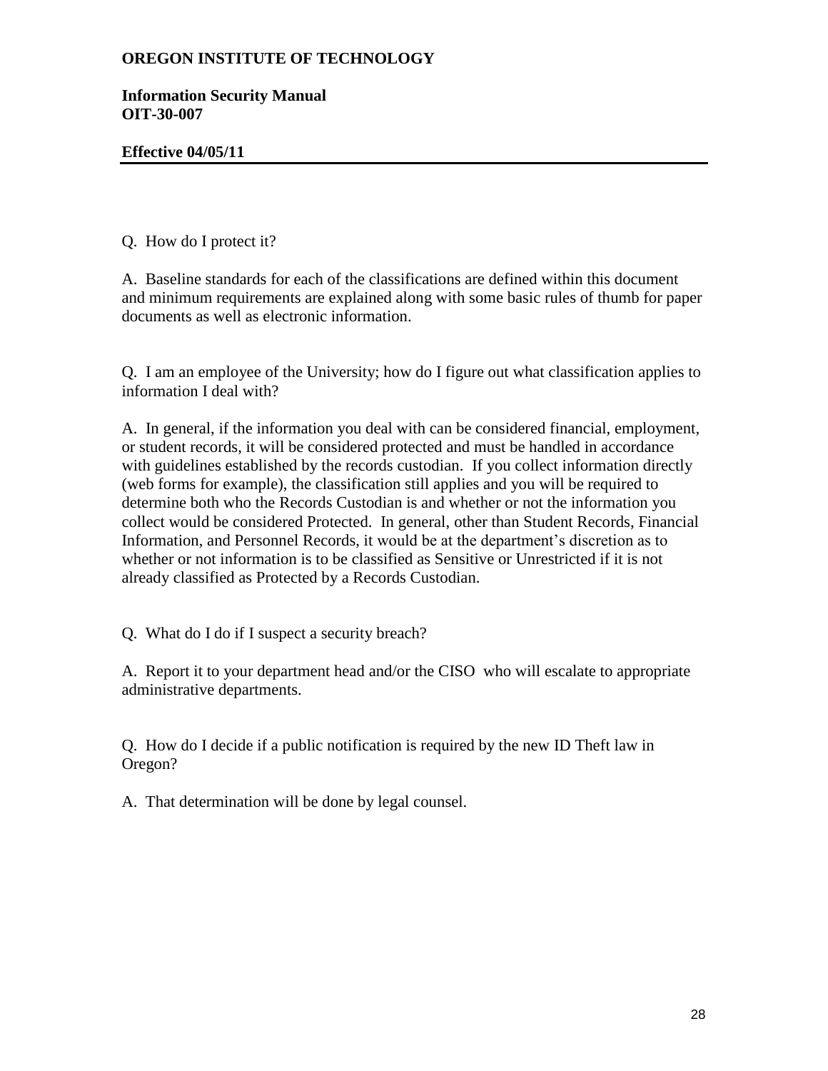Q. How do I protect it?

A. Baseline standards for each of the classifications are defined within this document and minimum requirements are explained along with some basic rules of thumb for paper documents as well as electronic information.

Q. I am an employee of the University; how do I figure out what classification applies to information I deal with?

A. In general, if the information you deal with can be considered financial, employment, or student records, it will be considered protected and must be handled in accordance with guidelines established by the records custodian. If you collect information directly (web forms for example), the classification still applies and you will be required to determine both who the Records Custodian is and whether or not the information you collect would be considered Protected. In general, other than Student Records, Financial Information, and Personnel Records, it would be at the department's discretion as to whether or not information is to be classified as Sensitive or Unrestricted if it is not already classified as Protected by a Records Custodian.

Q. What do I do if I suspect a security breach?

A. Report it to your department head and/or the CISO who will escalate to appropriate administrative departments.

Q. How do I decide if a public notification is required by the new ID Theft law in Oregon?

A. That determination will be done by legal counsel.